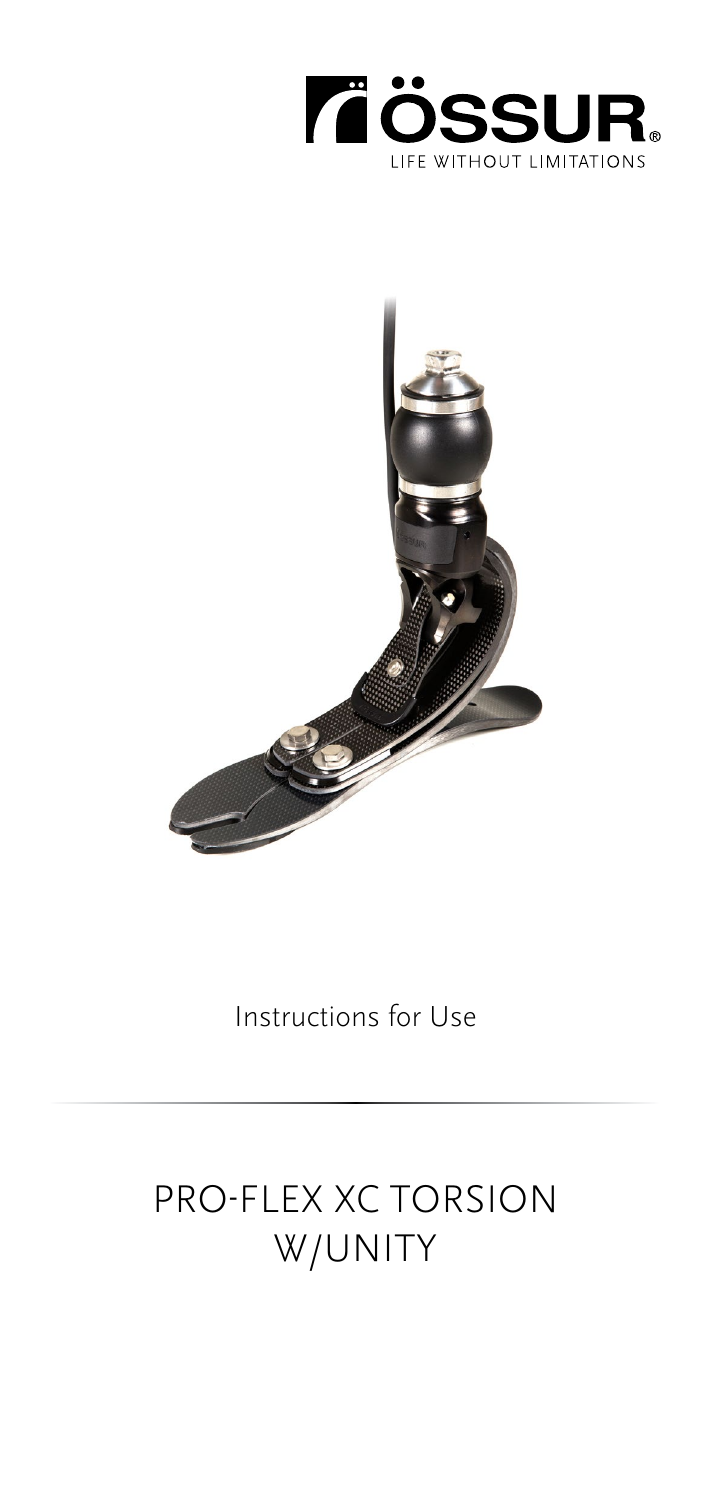ÖSSUR®

LIFE WITHOUT LIMITATIONS

Instructions for Use

# PRO-FLEX XC TORSION W/UNITY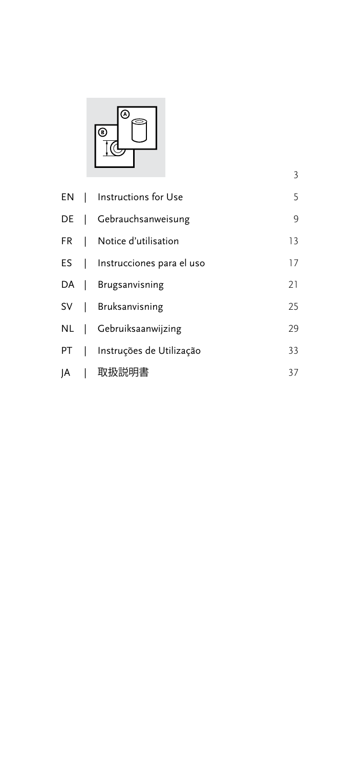| | | | |
|---|---|---|---|
| | | | 3 |
| EN | \| | Instructions for Use | 5 |
| DE | \| | Gebrauchsanweisung | 9 |
| FR | \| | Notice d’utilisation | 13 |
| ES | \| | Instrucciones para el uso | 17 |
| DA | \| | Brugsanvisning | 21 |
| SV | \| | Bruksanvisning | 25 |
| NL | \| | Gebruiksaanwijzing | 29 |
| PT | \| | Instruções de Utilização | 33 |
| JA | \| | 取扱説明書 | 37 |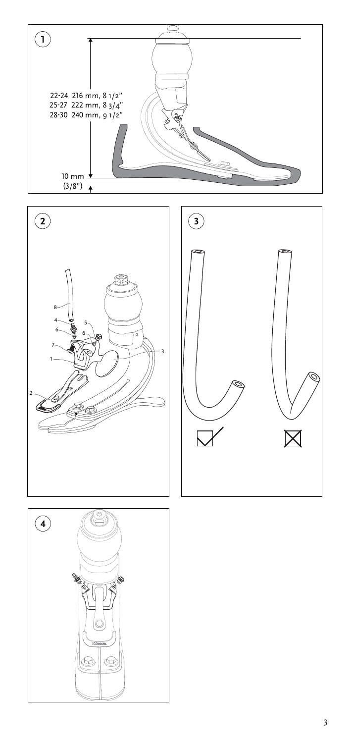1

22-24 216 mm, 8 1/2"
25-27 222 mm, 8 3/4"
28-30 240 mm, 9 1/2"

10 mm
(3/8")

2

8
4
5
6
6
7
1
3
2

3

4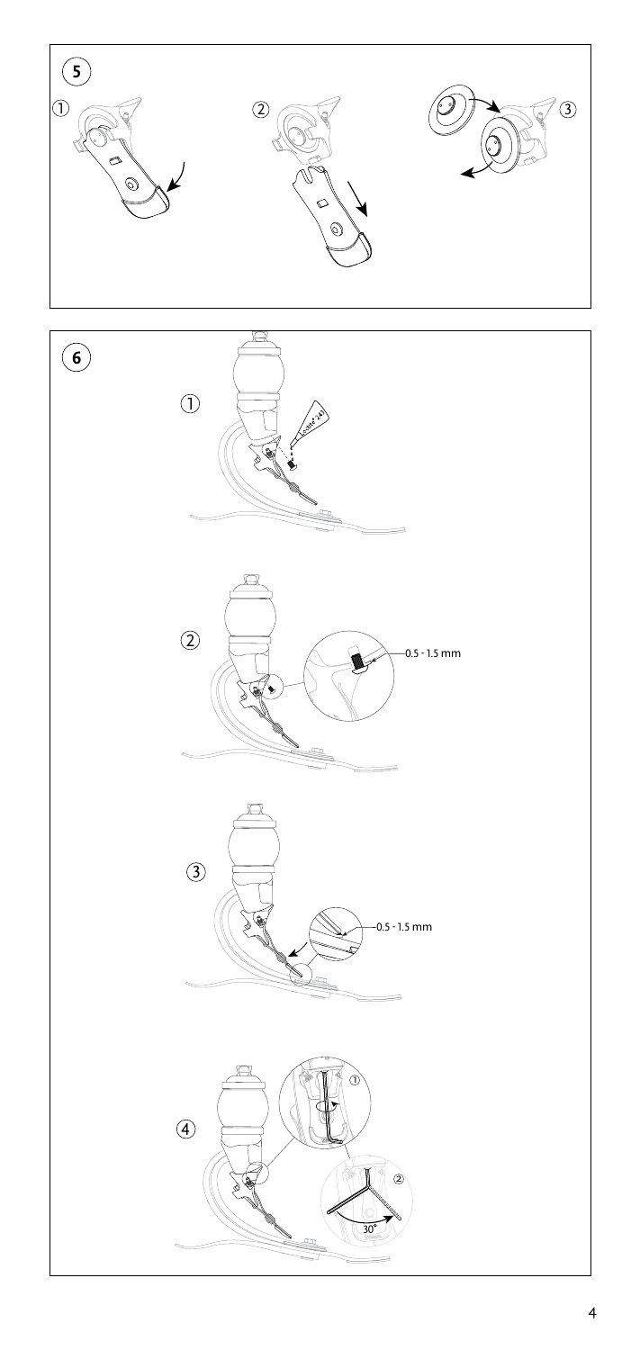5

① ② ③

6

①

Loctite® 243

②

0.5 - 1.5 mm

③

0.5 - 1.5 mm

④

①

②

30°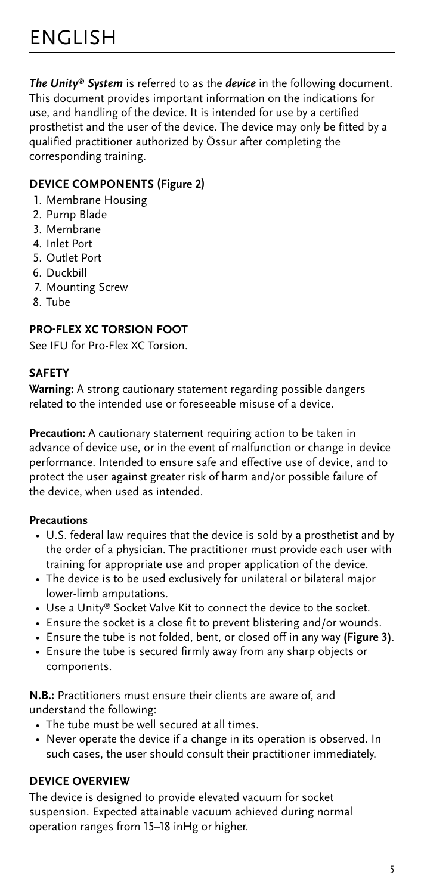# ENGLISH

***The Unity® System*** is referred to as the ***device*** in the following document. This document provides important information on the indications for use, and handling of the device. It is intended for use by a certified prosthetist and the user of the device. The device may only be fitted by a qualified practitioner authorized by Össur after completing the corresponding training.

## DEVICE COMPONENTS (Figure 2)

1. Membrane Housing
2. Pump Blade
3. Membrane
4. Inlet Port
5. Outlet Port
6. Duckbill
7. Mounting Screw
8. Tube

## PRO-FLEX XC TORSION FOOT

See IFU for Pro-Flex XC Torsion.

## SAFETY

**Warning:** A strong cautionary statement regarding possible dangers related to the intended use or foreseeable misuse of a device.

**Precaution:** A cautionary statement requiring action to be taken in advance of device use, or in the event of malfunction or change in device performance. Intended to ensure safe and effective use of device, and to protect the user against greater risk of harm and/or possible failure of the device, when used as intended.

### Precautions

- U.S. federal law requires that the device is sold by a prosthetist and by the order of a physician. The practitioner must provide each user with training for appropriate use and proper application of the device.
- The device is to be used exclusively for unilateral or bilateral major lower-limb amputations.
- Use a Unity® Socket Valve Kit to connect the device to the socket.
- Ensure the socket is a close fit to prevent blistering and/or wounds.
- Ensure the tube is not folded, bent, or closed off in any way **(Figure 3)**.
- Ensure the tube is secured firmly away from any sharp objects or components.

**N.B.:** Practitioners must ensure their clients are aware of, and understand the following:

- The tube must be well secured at all times.
- Never operate the device if a change in its operation is observed. In such cases, the user should consult their practitioner immediately.

## DEVICE OVERVIEW

The device is designed to provide elevated vacuum for socket suspension. Expected attainable vacuum achieved during normal operation ranges from 15–18 inHg or higher.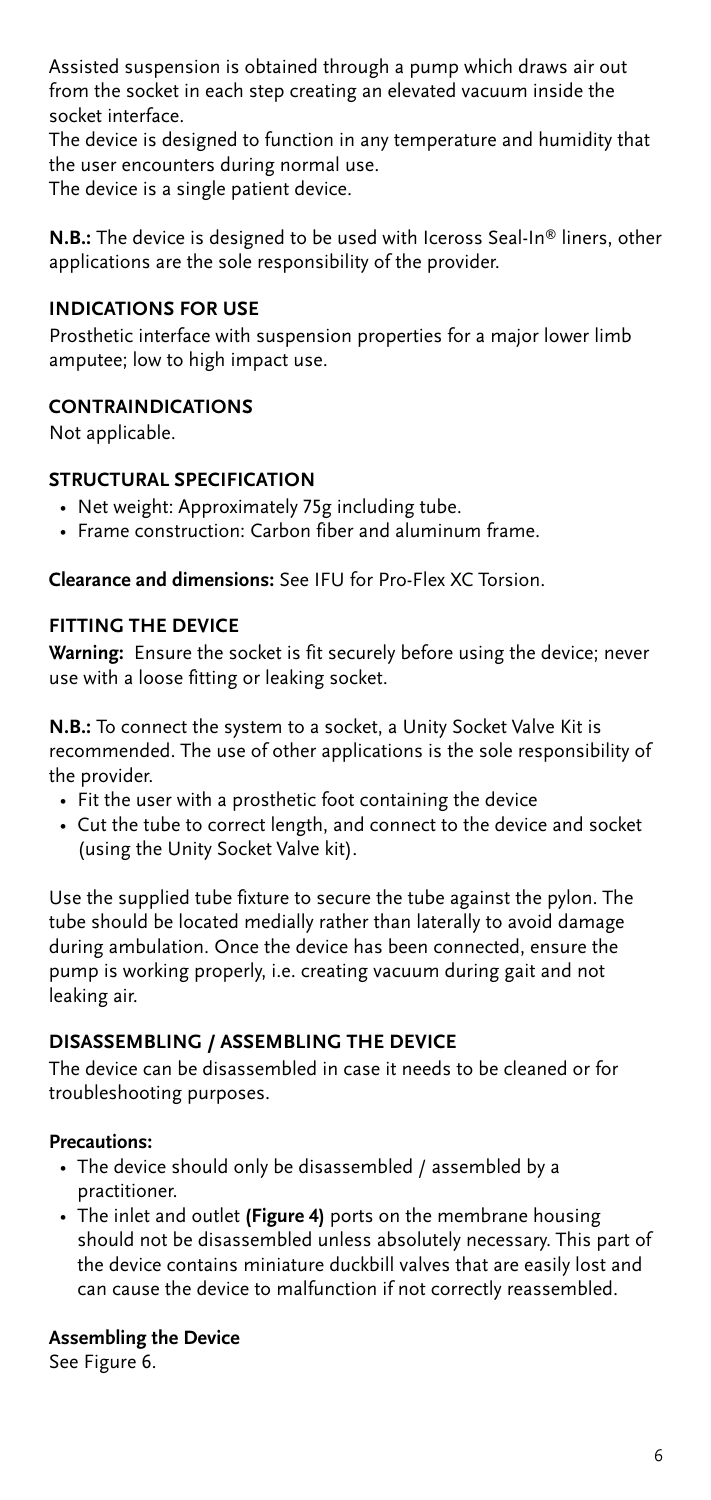Assisted suspension is obtained through a pump which draws air out from the socket in each step creating an elevated vacuum inside the socket interface.
The device is designed to function in any temperature and humidity that the user encounters during normal use.
The device is a single patient device.

**N.B.:** The device is designed to be used with Iceross Seal-In® liners, other applications are the sole responsibility of the provider.

## INDICATIONS FOR USE

Prosthetic interface with suspension properties for a major lower limb amputee; low to high impact use.

## CONTRAINDICATIONS

Not applicable.

## STRUCTURAL SPECIFICATION

- Net weight: Approximately 75g including tube.
- Frame construction: Carbon fiber and aluminum frame.

**Clearance and dimensions:** See IFU for Pro-Flex XC Torsion.

## FITTING THE DEVICE

**Warning:** Ensure the socket is fit securely before using the device; never use with a loose fitting or leaking socket.

**N.B.:** To connect the system to a socket, a Unity Socket Valve Kit is recommended. The use of other applications is the sole responsibility of the provider.

- Fit the user with a prosthetic foot containing the device
- Cut the tube to correct length, and connect to the device and socket (using the Unity Socket Valve kit).

Use the supplied tube fixture to secure the tube against the pylon. The tube should be located medially rather than laterally to avoid damage during ambulation. Once the device has been connected, ensure the pump is working properly, i.e. creating vacuum during gait and not leaking air.

## DISASSEMBLING / ASSEMBLING THE DEVICE

The device can be disassembled in case it needs to be cleaned or for troubleshooting purposes.

### Precautions:

- The device should only be disassembled / assembled by a practitioner.
- The inlet and outlet **(Figure 4)** ports on the membrane housing should not be disassembled unless absolutely necessary. This part of the device contains miniature duckbill valves that are easily lost and can cause the device to malfunction if not correctly reassembled.

### Assembling the Device

See Figure 6.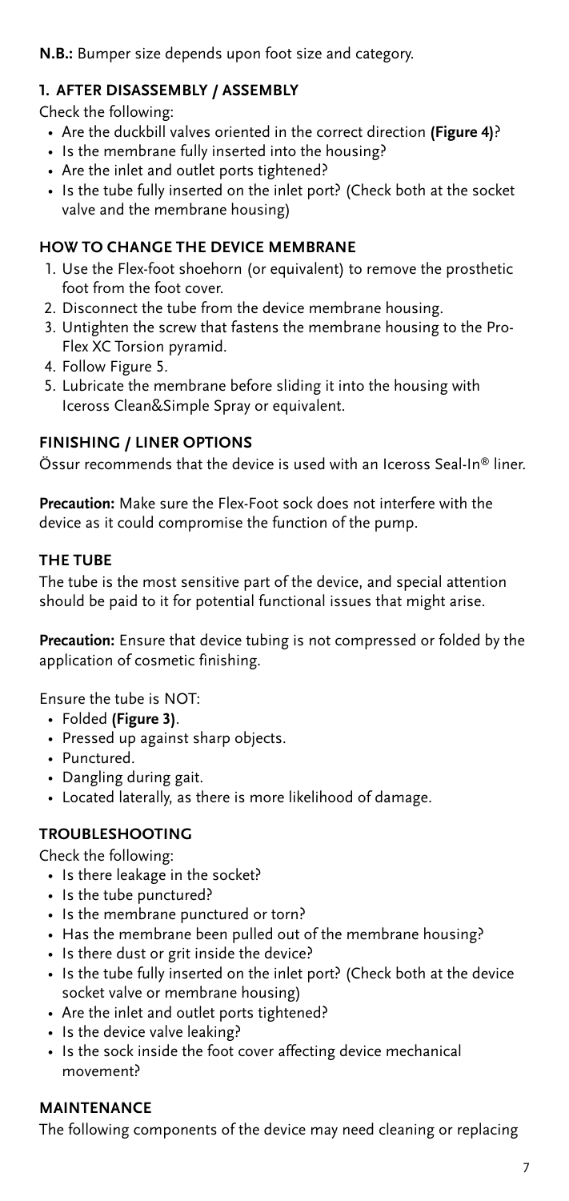**N.B.:** Bumper size depends upon foot size and category.

### 1. AFTER DISASSEMBLY / ASSEMBLY

Check the following:

- Are the duckbill valves oriented in the correct direction **(Figure 4)**?
- Is the membrane fully inserted into the housing?
- Are the inlet and outlet ports tightened?
- Is the tube fully inserted on the inlet port? (Check both at the socket valve and the membrane housing)

### HOW TO CHANGE THE DEVICE MEMBRANE

1. Use the Flex-foot shoehorn (or equivalent) to remove the prosthetic foot from the foot cover.
2. Disconnect the tube from the device membrane housing.
3. Untighten the screw that fastens the membrane housing to the Pro-Flex XC Torsion pyramid.
4. Follow Figure 5.
5. Lubricate the membrane before sliding it into the housing with Iceross Clean&Simple Spray or equivalent.

### FINISHING / LINER OPTIONS

Össur recommends that the device is used with an Iceross Seal-In® liner.

**Precaution:** Make sure the Flex-Foot sock does not interfere with the device as it could compromise the function of the pump.

### THE TUBE

The tube is the most sensitive part of the device, and special attention should be paid to it for potential functional issues that might arise.

**Precaution:** Ensure that device tubing is not compressed or folded by the application of cosmetic finishing.

Ensure the tube is NOT:

- Folded **(Figure 3)**.
- Pressed up against sharp objects.
- Punctured.
- Dangling during gait.
- Located laterally, as there is more likelihood of damage.

### TROUBLESHOOTING

Check the following:

- Is there leakage in the socket?
- Is the tube punctured?
- Is the membrane punctured or torn?
- Has the membrane been pulled out of the membrane housing?
- Is there dust or grit inside the device?
- Is the tube fully inserted on the inlet port? (Check both at the device socket valve or membrane housing)
- Are the inlet and outlet ports tightened?
- Is the device valve leaking?
- Is the sock inside the foot cover affecting device mechanical movement?

### MAINTENANCE

The following components of the device may need cleaning or replacing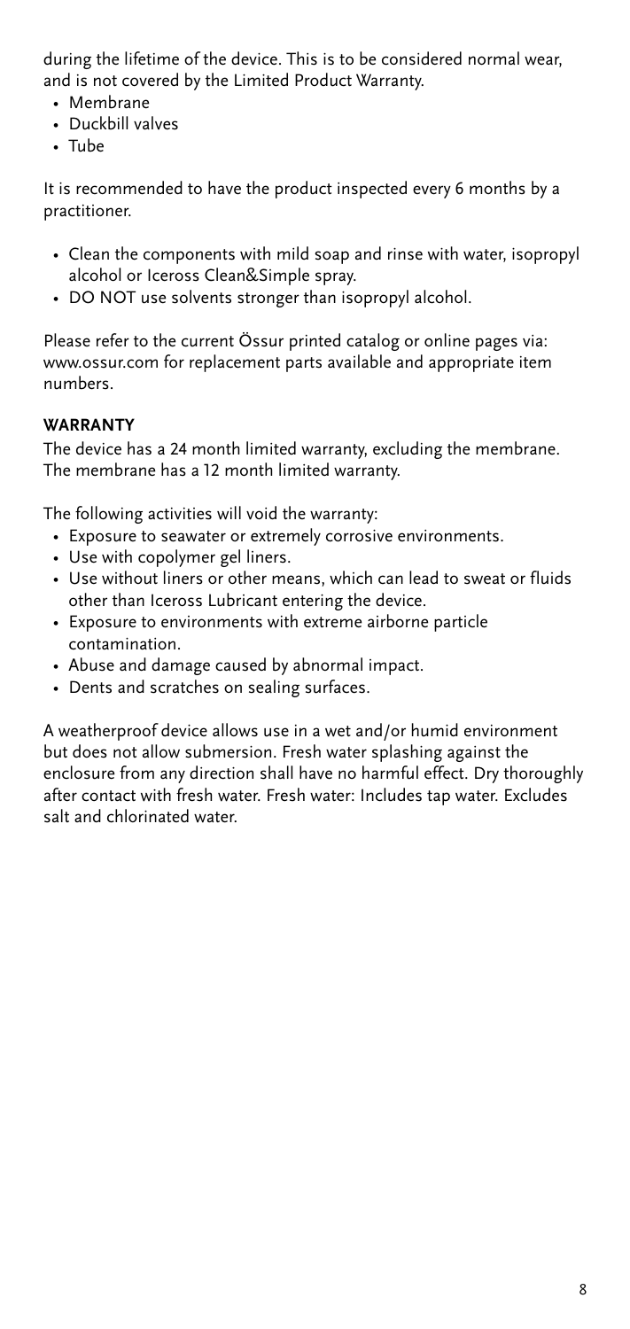during the lifetime of the device. This is to be considered normal wear, and is not covered by the Limited Product Warranty.

- Membrane
- Duckbill valves
- Tube

It is recommended to have the product inspected every 6 months by a practitioner.

- Clean the components with mild soap and rinse with water, isopropyl alcohol or Iceross Clean&Simple spray.
- DO NOT use solvents stronger than isopropyl alcohol.

Please refer to the current Össur printed catalog or online pages via: www.ossur.com for replacement parts available and appropriate item numbers.

## WARRANTY

The device has a 24 month limited warranty, excluding the membrane. The membrane has a 12 month limited warranty.

The following activities will void the warranty:

- Exposure to seawater or extremely corrosive environments.
- Use with copolymer gel liners.
- Use without liners or other means, which can lead to sweat or fluids other than Iceross Lubricant entering the device.
- Exposure to environments with extreme airborne particle contamination.
- Abuse and damage caused by abnormal impact.
- Dents and scratches on sealing surfaces.

A weatherproof device allows use in a wet and/or humid environment but does not allow submersion. Fresh water splashing against the enclosure from any direction shall have no harmful effect. Dry thoroughly after contact with fresh water. Fresh water: Includes tap water. Excludes salt and chlorinated water.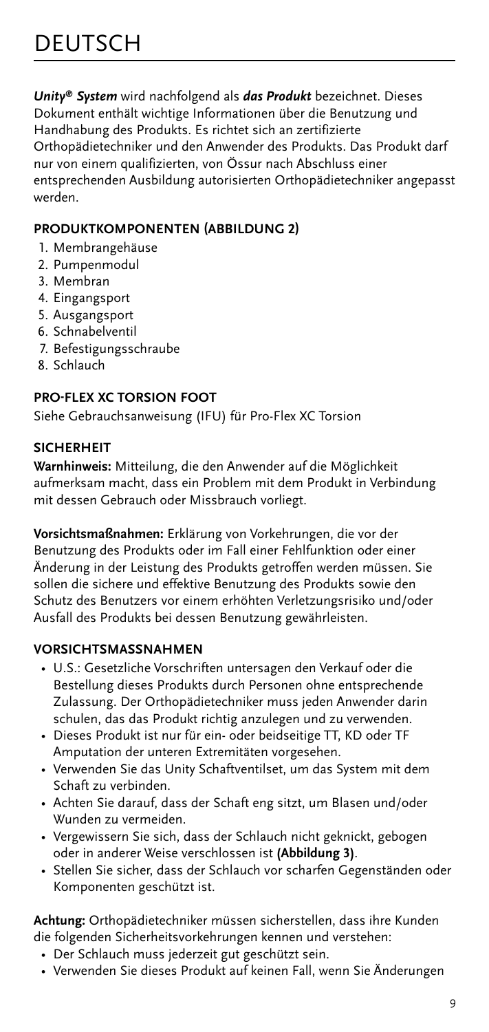# DEUTSCH

***Unity® System*** wird nachfolgend als ***das Produkt*** bezeichnet. Dieses Dokument enthält wichtige Informationen über die Benutzung und Handhabung des Produkts. Es richtet sich an zertifizierte Orthopädietechniker und den Anwender des Produkts. Das Produkt darf nur von einem qualifizierten, von Össur nach Abschluss einer entsprechenden Ausbildung autorisierten Orthopädietechniker angepasst werden.

## PRODUKTKOMPONENTEN (ABBILDUNG 2)

1. Membrangehäuse
2. Pumpenmodul
3. Membran
4. Eingangsport
5. Ausgangsport
6. Schnabelventil
7. Befestigungsschraube
8. Schlauch

## PRO-FLEX XC TORSION FOOT

Siehe Gebrauchsanweisung (IFU) für Pro-Flex XC Torsion

## SICHERHEIT

**Warnhinweis:** Mitteilung, die den Anwender auf die Möglichkeit aufmerksam macht, dass ein Problem mit dem Produkt in Verbindung mit dessen Gebrauch oder Missbrauch vorliegt.

**Vorsichtsmaßnahmen:** Erklärung von Vorkehrungen, die vor der Benutzung des Produkts oder im Fall einer Fehlfunktion oder einer Änderung in der Leistung des Produkts getroffen werden müssen. Sie sollen die sichere und effektive Benutzung des Produkts sowie den Schutz des Benutzers vor einem erhöhten Verletzungsrisiko und/oder Ausfall des Produkts bei dessen Benutzung gewährleisten.

## VORSICHTSMASSNAHMEN

- U.S.: Gesetzliche Vorschriften untersagen den Verkauf oder die Bestellung dieses Produkts durch Personen ohne entsprechende Zulassung. Der Orthopädietechniker muss jeden Anwender darin schulen, das das Produkt richtig anzulegen und zu verwenden.
- Dieses Produkt ist nur für ein- oder beidseitige TT, KD oder TF Amputation der unteren Extremitäten vorgesehen.
- Verwenden Sie das Unity Schaftventilset, um das System mit dem Schaft zu verbinden.
- Achten Sie darauf, dass der Schaft eng sitzt, um Blasen und/oder Wunden zu vermeiden.
- Vergewissern Sie sich, dass der Schlauch nicht geknickt, gebogen oder in anderer Weise verschlossen ist **(Abbildung 3)**.
- Stellen Sie sicher, dass der Schlauch vor scharfen Gegenständen oder Komponenten geschützt ist.

**Achtung:** Orthopädietechniker müssen sicherstellen, dass ihre Kunden die folgenden Sicherheitsvorkehrungen kennen und verstehen:

- Der Schlauch muss jederzeit gut geschützt sein.
- Verwenden Sie dieses Produkt auf keinen Fall, wenn Sie Änderungen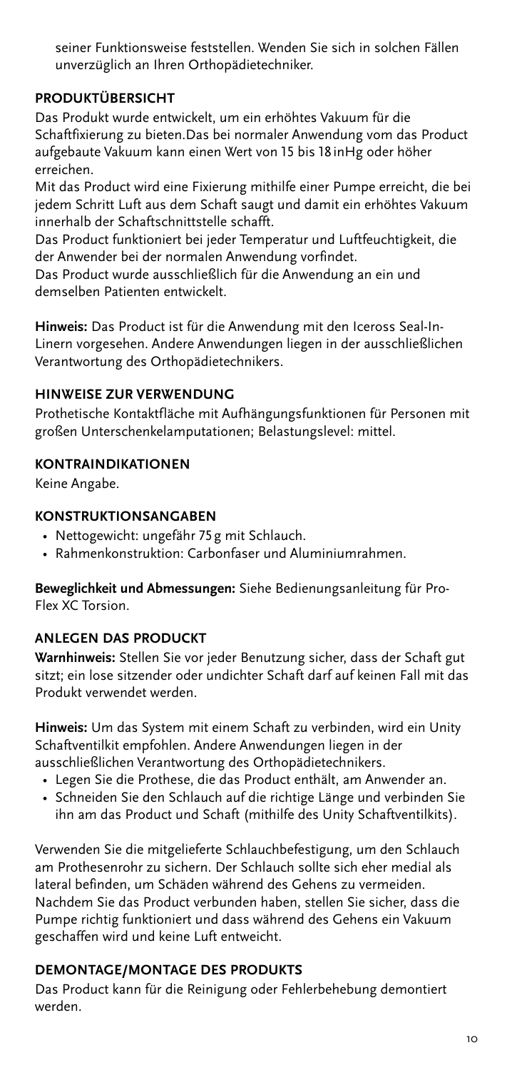seiner Funktionsweise feststellen. Wenden Sie sich in solchen Fällen unverzüglich an Ihren Orthopädietechniker.

## PRODUKTÜBERSICHT

Das Produkt wurde entwickelt, um ein erhöhtes Vakuum für die Schaftfixierung zu bieten.Das bei normaler Anwendung vom das Product aufgebaute Vakuum kann einen Wert von 15 bis 18 inHg oder höher erreichen.

Mit das Product wird eine Fixierung mithilfe einer Pumpe erreicht, die bei jedem Schritt Luft aus dem Schaft saugt und damit ein erhöhtes Vakuum innerhalb der Schaftschnittstelle schafft.

Das Product funktioniert bei jeder Temperatur und Luftfeuchtigkeit, die der Anwender bei der normalen Anwendung vorfindet.

Das Product wurde ausschließlich für die Anwendung an ein und demselben Patienten entwickelt.

**Hinweis:** Das Product ist für die Anwendung mit den Iceross Seal-In-Linern vorgesehen. Andere Anwendungen liegen in der ausschließlichen Verantwortung des Orthopädietechnikers.

## HINWEISE ZUR VERWENDUNG

Prothetische Kontaktfläche mit Aufhängungsfunktionen für Personen mit großen Unterschenkelamputationen; Belastungslevel: mittel.

## KONTRAINDIKATIONEN

Keine Angabe.

## KONSTRUKTIONSANGABEN

- Nettogewicht: ungefähr 75 g mit Schlauch.
- Rahmenkonstruktion: Carbonfaser und Aluminiumrahmen.

**Beweglichkeit und Abmessungen:** Siehe Bedienungsanleitung für Pro-Flex XC Torsion.

## ANLEGEN DAS PRODUCKT

**Warnhinweis:** Stellen Sie vor jeder Benutzung sicher, dass der Schaft gut sitzt; ein lose sitzender oder undichter Schaft darf auf keinen Fall mit das Produkt verwendet werden.

**Hinweis:** Um das System mit einem Schaft zu verbinden, wird ein Unity Schaftventilkit empfohlen. Andere Anwendungen liegen in der ausschließlichen Verantwortung des Orthopädietechnikers.

- Legen Sie die Prothese, die das Product enthält, am Anwender an.
- Schneiden Sie den Schlauch auf die richtige Länge und verbinden Sie ihn am das Product und Schaft (mithilfe des Unity Schaftventilkits).

Verwenden Sie die mitgelieferte Schlauchbefestigung, um den Schlauch am Prothesenrohr zu sichern. Der Schlauch sollte sich eher medial als lateral befinden, um Schäden während des Gehens zu vermeiden. Nachdem Sie das Product verbunden haben, stellen Sie sicher, dass die Pumpe richtig funktioniert und dass während des Gehens ein Vakuum geschaffen wird und keine Luft entweicht.

## DEMONTAGE/MONTAGE DES PRODUKTS

Das Product kann für die Reinigung oder Fehlerbehebung demontiert werden.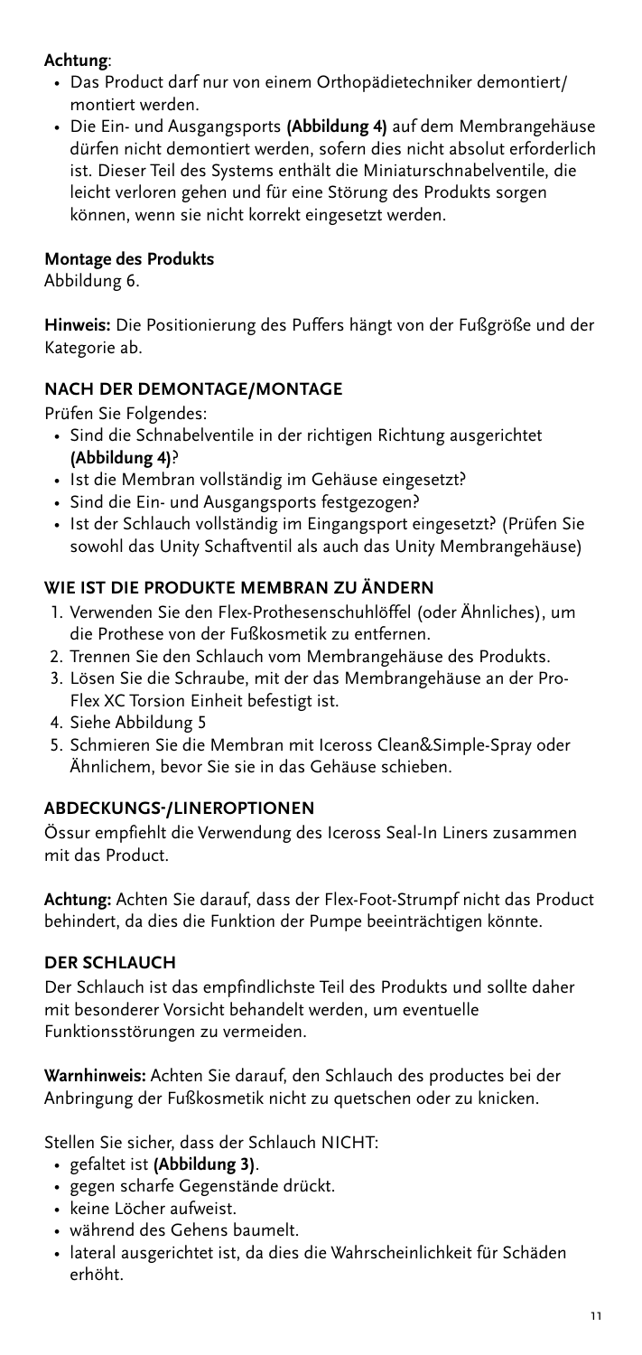**Achtung**:

- Das Product darf nur von einem Orthopädietechniker demontiert/ montiert werden.
- Die Ein- und Ausgangsports **(Abbildung 4)** auf dem Membrangehäuse dürfen nicht demontiert werden, sofern dies nicht absolut erforderlich ist. Dieser Teil des Systems enthält die Miniaturschnabelventile, die leicht verloren gehen und für eine Störung des Produkts sorgen können, wenn sie nicht korrekt eingesetzt werden.

**Montage des Produkts**

Abbildung 6.

**Hinweis:** Die Positionierung des Puffers hängt von der Fußgröße und der Kategorie ab.

## NACH DER DEMONTAGE/MONTAGE

Prüfen Sie Folgendes:

- Sind die Schnabelventile in der richtigen Richtung ausgerichtet **(Abbildung 4)**?
- Ist die Membran vollständig im Gehäuse eingesetzt?
- Sind die Ein- und Ausgangsports festgezogen?
- Ist der Schlauch vollständig im Eingangsport eingesetzt? (Prüfen Sie sowohl das Unity Schaftventil als auch das Unity Membrangehäuse)

## WIE IST DIE PRODUKTE MEMBRAN ZU ÄNDERN

1. Verwenden Sie den Flex-Prothesenschuhlöffel (oder Ähnliches), um die Prothese von der Fußkosmetik zu entfernen.
2. Trennen Sie den Schlauch vom Membrangehäuse des Produkts.
3. Lösen Sie die Schraube, mit der das Membrangehäuse an der Pro-Flex XC Torsion Einheit befestigt ist.
4. Siehe Abbildung 5
5. Schmieren Sie die Membran mit Iceross Clean&Simple-Spray oder Ähnlichem, bevor Sie sie in das Gehäuse schieben.

## ABDECKUNGS-/LINEROPTIONEN

Össur empfiehlt die Verwendung des Iceross Seal-In Liners zusammen mit das Product.

**Achtung:** Achten Sie darauf, dass der Flex-Foot-Strumpf nicht das Product behindert, da dies die Funktion der Pumpe beeinträchtigen könnte.

## DER SCHLAUCH

Der Schlauch ist das empfindlichste Teil des Produkts und sollte daher mit besonderer Vorsicht behandelt werden, um eventuelle Funktionsstörungen zu vermeiden.

**Warnhinweis:** Achten Sie darauf, den Schlauch des productes bei der Anbringung der Fußkosmetik nicht zu quetschen oder zu knicken.

Stellen Sie sicher, dass der Schlauch NICHT:

- gefaltet ist **(Abbildung 3)**.
- gegen scharfe Gegenstände drückt.
- keine Löcher aufweist.
- während des Gehens baumelt.
- lateral ausgerichtet ist, da dies die Wahrscheinlichkeit für Schäden erhöht.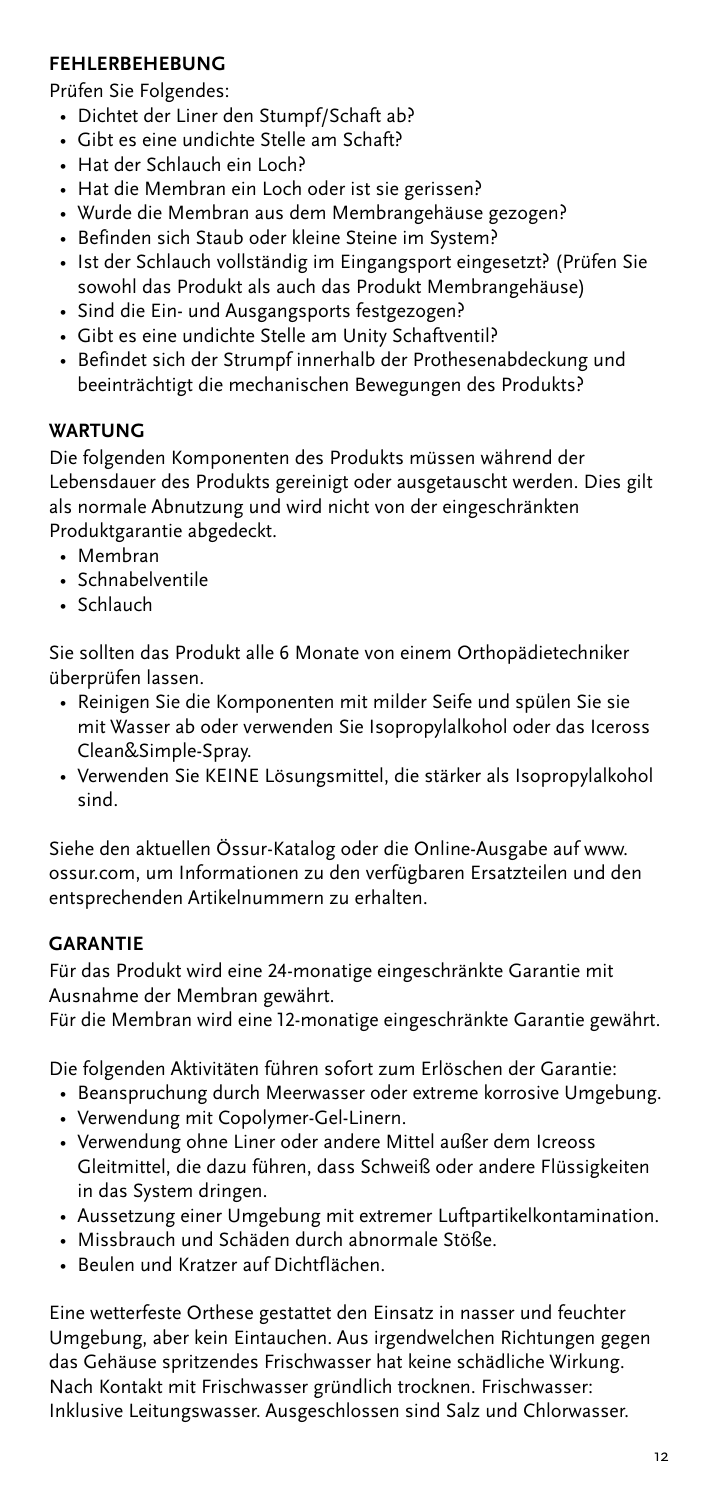## FEHLERBEHEBUNG

Prüfen Sie Folgendes:

- Dichtet der Liner den Stumpf/Schaft ab?
- Gibt es eine undichte Stelle am Schaft?
- Hat der Schlauch ein Loch?
- Hat die Membran ein Loch oder ist sie gerissen?
- Wurde die Membran aus dem Membrangehäuse gezogen?
- Befinden sich Staub oder kleine Steine im System?
- Ist der Schlauch vollständig im Eingangsport eingesetzt? (Prüfen Sie sowohl das Produkt als auch das Produkt Membrangehäuse)
- Sind die Ein- und Ausgangsports festgezogen?
- Gibt es eine undichte Stelle am Unity Schaftventil?
- Befindet sich der Strumpf innerhalb der Prothesenabdeckung und beeinträchtigt die mechanischen Bewegungen des Produkts?

## WARTUNG

Die folgenden Komponenten des Produkts müssen während der Lebensdauer des Produkts gereinigt oder ausgetauscht werden. Dies gilt als normale Abnutzung und wird nicht von der eingeschränkten Produktgarantie abgedeckt.

- Membran
- Schnabelventile
- Schlauch

Sie sollten das Produkt alle 6 Monate von einem Orthopädietechniker überprüfen lassen.

- Reinigen Sie die Komponenten mit milder Seife und spülen Sie sie mit Wasser ab oder verwenden Sie Isopropylalkohol oder das Iceross Clean&Simple-Spray.
- Verwenden Sie KEINE Lösungsmittel, die stärker als Isopropylalkohol sind.

Siehe den aktuellen Össur-Katalog oder die Online-Ausgabe auf www.ossur.com, um Informationen zu den verfügbaren Ersatzteilen und den entsprechenden Artikelnummern zu erhalten.

## GARANTIE

Für das Produkt wird eine 24-monatige eingeschränkte Garantie mit Ausnahme der Membran gewährt.
Für die Membran wird eine 12-monatige eingeschränkte Garantie gewährt.

Die folgenden Aktivitäten führen sofort zum Erlöschen der Garantie:

- Beanspruchung durch Meerwasser oder extreme korrosive Umgebung.
- Verwendung mit Copolymer-Gel-Linern.
- Verwendung ohne Liner oder andere Mittel außer dem Icreoss Gleitmittel, die dazu führen, dass Schweiß oder andere Flüssigkeiten in das System dringen.
- Aussetzung einer Umgebung mit extremer Luftpartikelkontamination.
- Missbrauch und Schäden durch abnormale Stöße.
- Beulen und Kratzer auf Dichtflächen.

Eine wetterfeste Orthese gestattet den Einsatz in nasser und feuchter Umgebung, aber kein Eintauchen. Aus irgendwelchen Richtungen gegen das Gehäuse spritzendes Frischwasser hat keine schädliche Wirkung. Nach Kontakt mit Frischwasser gründlich trocknen. Frischwasser: Inklusive Leitungswasser. Ausgeschlossen sind Salz und Chlorwasser.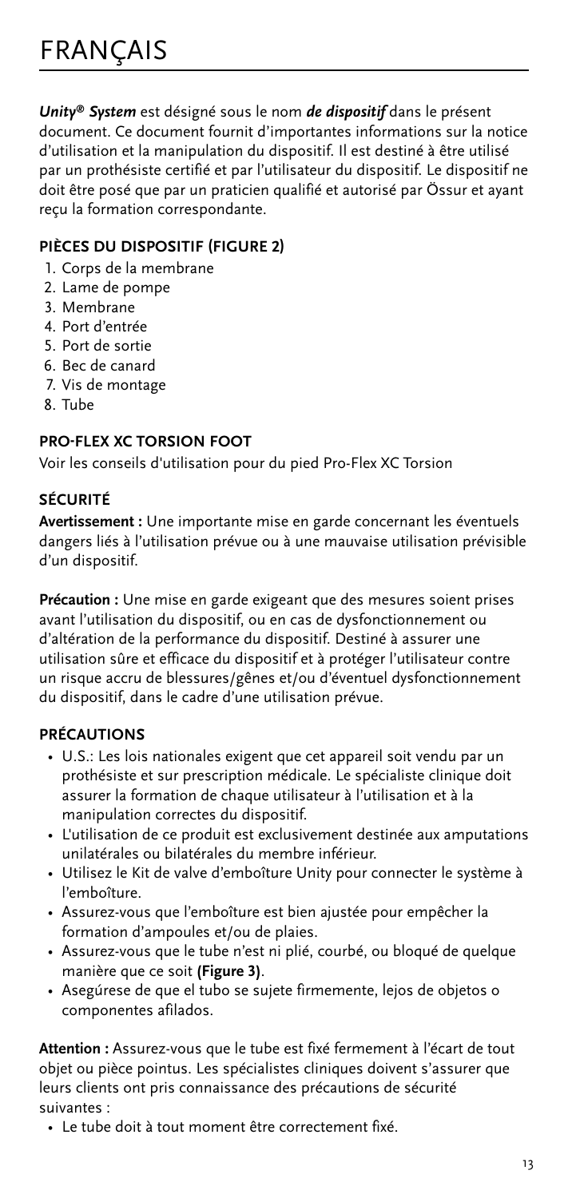# FRANÇAIS

***Unity® System*** est désigné sous le nom ***de dispositif*** dans le présent document. Ce document fournit d'importantes informations sur la notice d'utilisation et la manipulation du dispositif. Il est destiné à être utilisé par un prothésiste certifié et par l'utilisateur du dispositif. Le dispositif ne doit être posé que par un praticien qualifié et autorisé par Össur et ayant reçu la formation correspondante.

### PIÈCES DU DISPOSITIF (FIGURE 2)

1. Corps de la membrane
2. Lame de pompe
3. Membrane
4. Port d'entrée
5. Port de sortie
6. Bec de canard
7. Vis de montage
8. Tube

### PRO-FLEX XC TORSION FOOT

Voir les conseils d'utilisation pour du pied Pro-Flex XC Torsion

### SÉCURITÉ

**Avertissement :** Une importante mise en garde concernant les éventuels dangers liés à l'utilisation prévue ou à une mauvaise utilisation prévisible d'un dispositif.

**Précaution :** Une mise en garde exigeant que des mesures soient prises avant l'utilisation du dispositif, ou en cas de dysfonctionnement ou d'altération de la performance du dispositif. Destiné à assurer une utilisation sûre et efficace du dispositif et à protéger l'utilisateur contre un risque accru de blessures/gênes et/ou d'éventuel dysfonctionnement du dispositif, dans le cadre d'une utilisation prévue.

### PRÉCAUTIONS

- U.S.: Les lois nationales exigent que cet appareil soit vendu par un prothésiste et sur prescription médicale. Le spécialiste clinique doit assurer la formation de chaque utilisateur à l'utilisation et à la manipulation correctes du dispositif.
- L'utilisation de ce produit est exclusivement destinée aux amputations unilatérales ou bilatérales du membre inférieur.
- Utilisez le Kit de valve d'emboîture Unity pour connecter le système à l'emboîture.
- Assurez-vous que l'emboîture est bien ajustée pour empêcher la formation d'ampoules et/ou de plaies.
- Assurez-vous que le tube n'est ni plié, courbé, ou bloqué de quelque manière que ce soit **(Figure 3)**.
- Asegúrese de que el tubo se sujete firmemente, lejos de objetos o componentes afilados.

**Attention :** Assurez-vous que le tube est fixé fermement à l'écart de tout objet ou pièce pointus. Les spécialistes cliniques doivent s'assurer que leurs clients ont pris connaissance des précautions de sécurité suivantes :

- Le tube doit à tout moment être correctement fixé.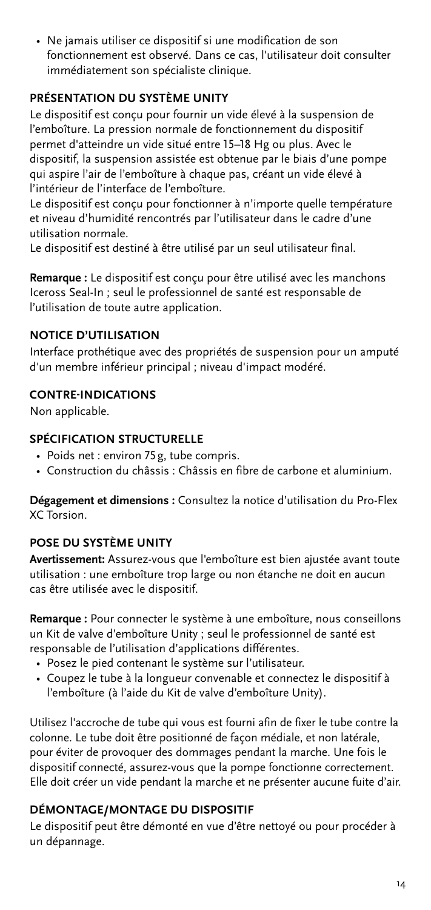- Ne jamais utiliser ce dispositif si une modification de son fonctionnement est observé. Dans ce cas, l'utilisateur doit consulter immédiatement son spécialiste clinique.

## PRÉSENTATION DU SYSTÈME UNITY

Le dispositif est conçu pour fournir un vide élevé à la suspension de l'emboîture. La pression normale de fonctionnement du dispositif permet d'atteindre un vide situé entre 15–18 Hg ou plus. Avec le dispositif, la suspension assistée est obtenue par le biais d'une pompe qui aspire l'air de l'emboîture à chaque pas, créant un vide élevé à l'intérieur de l'interface de l'emboîture.
Le dispositif est conçu pour fonctionner à n'importe quelle température et niveau d'humidité rencontrés par l'utilisateur dans le cadre d'une utilisation normale.
Le dispositif est destiné à être utilisé par un seul utilisateur final.

**Remarque :** Le dispositif est conçu pour être utilisé avec les manchons Iceross Seal-In ; seul le professionnel de santé est responsable de l'utilisation de toute autre application.

## NOTICE D'UTILISATION

Interface prothétique avec des propriétés de suspension pour un amputé d'un membre inférieur principal ; niveau d'impact modéré.

## CONTRE-INDICATIONS

Non applicable.

## SPÉCIFICATION STRUCTURELLE

- Poids net : environ 75 g, tube compris.
- Construction du châssis : Châssis en fibre de carbone et aluminium.

**Dégagement et dimensions :** Consultez la notice d'utilisation du Pro-Flex XC Torsion.

## POSE DU SYSTÈME UNITY

**Avertissement:** Assurez-vous que l'emboîture est bien ajustée avant toute utilisation : une emboîture trop large ou non étanche ne doit en aucun cas être utilisée avec le dispositif.

**Remarque :** Pour connecter le système à une emboîture, nous conseillons un Kit de valve d'emboîture Unity ; seul le professionnel de santé est responsable de l'utilisation d'applications différentes.

- Posez le pied contenant le système sur l'utilisateur.
- Coupez le tube à la longueur convenable et connectez le dispositif à l'emboîture (à l'aide du Kit de valve d'emboîture Unity).

Utilisez l'accroche de tube qui vous est fourni afin de fixer le tube contre la colonne. Le tube doit être positionné de façon médiale, et non latérale, pour éviter de provoquer des dommages pendant la marche. Une fois le dispositif connecté, assurez-vous que la pompe fonctionne correctement. Elle doit créer un vide pendant la marche et ne présenter aucune fuite d'air.

## DÉMONTAGE/MONTAGE DU DISPOSITIF

Le dispositif peut être démonté en vue d'être nettoyé ou pour procéder à un dépannage.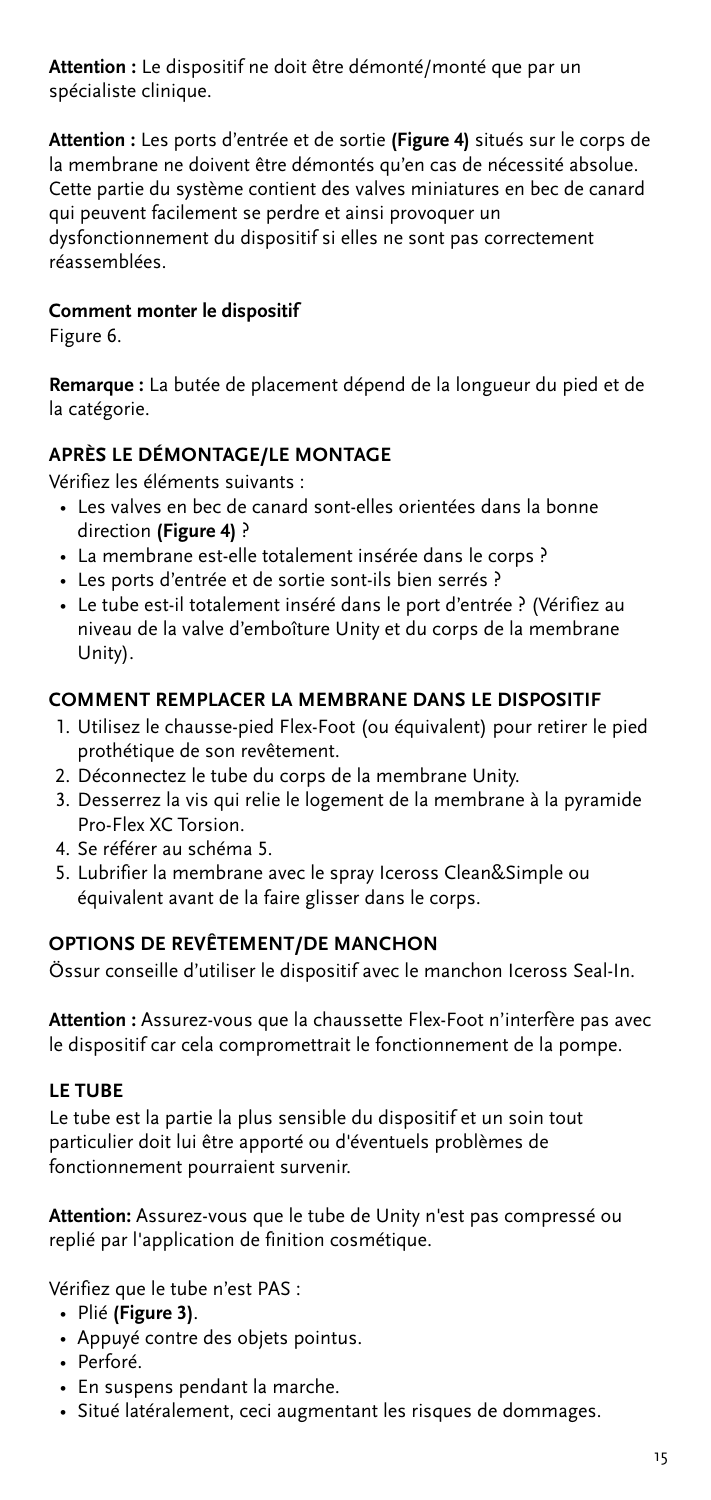**Attention :** Le dispositif ne doit être démonté/monté que par un spécialiste clinique.

**Attention :** Les ports d'entrée et de sortie **(Figure 4)** situés sur le corps de la membrane ne doivent être démontés qu'en cas de nécessité absolue. Cette partie du système contient des valves miniatures en bec de canard qui peuvent facilement se perdre et ainsi provoquer un dysfonctionnement du dispositif si elles ne sont pas correctement réassemblées.

**Comment monter le dispositif**

Figure 6.

**Remarque :** La butée de placement dépend de la longueur du pied et de la catégorie.

### APRÈS LE DÉMONTAGE/LE MONTAGE

Vérifiez les éléments suivants :

- Les valves en bec de canard sont-elles orientées dans la bonne direction **(Figure 4)** ?
- La membrane est-elle totalement insérée dans le corps ?
- Les ports d'entrée et de sortie sont-ils bien serrés ?
- Le tube est-il totalement inséré dans le port d'entrée ? (Vérifiez au niveau de la valve d'emboîture Unity et du corps de la membrane Unity).

### COMMENT REMPLACER LA MEMBRANE DANS LE DISPOSITIF

1. Utilisez le chausse-pied Flex-Foot (ou équivalent) pour retirer le pied prothétique de son revêtement.
2. Déconnectez le tube du corps de la membrane Unity.
3. Desserrez la vis qui relie le logement de la membrane à la pyramide Pro-Flex XC Torsion.
4. Se référer au schéma 5.
5. Lubrifier la membrane avec le spray Iceross Clean&Simple ou équivalent avant de la faire glisser dans le corps.

### OPTIONS DE REVÊTEMENT/DE MANCHON

Össur conseille d'utiliser le dispositif avec le manchon Iceross Seal-In.

**Attention :** Assurez-vous que la chaussette Flex-Foot n'interfère pas avec le dispositif car cela compromettrait le fonctionnement de la pompe.

### LE TUBE

Le tube est la partie la plus sensible du dispositif et un soin tout particulier doit lui être apporté ou d'éventuels problèmes de fonctionnement pourraient survenir.

**Attention:** Assurez-vous que le tube de Unity n'est pas compressé ou replié par l'application de finition cosmétique.

Vérifiez que le tube n'est PAS :

- Plié **(Figure 3)**.
- Appuyé contre des objets pointus.
- Perforé.
- En suspens pendant la marche.
- Situé latéralement, ceci augmentant les risques de dommages.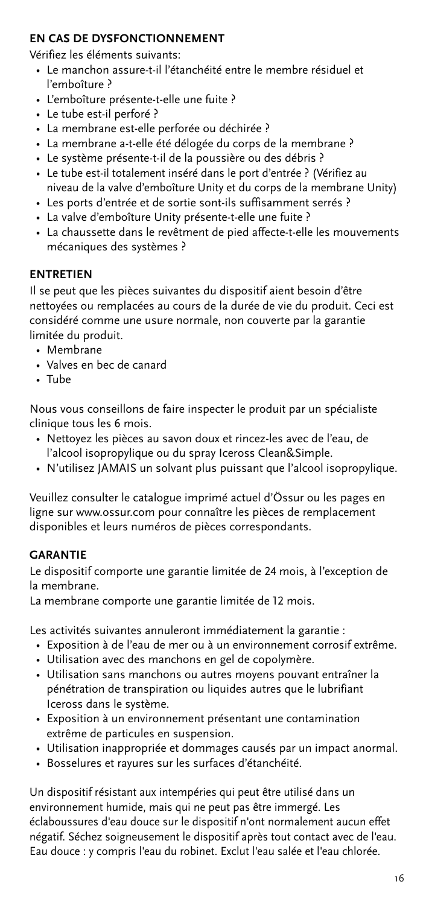## EN CAS DE DYSFONCTIONNEMENT

Vérifiez les éléments suivants:

- Le manchon assure-t-il l'étanchéité entre le membre résiduel et l'emboîture ?
- L'emboîture présente-t-elle une fuite ?
- Le tube est-il perforé ?
- La membrane est-elle perforée ou déchirée ?
- La membrane a-t-elle été délogée du corps de la membrane ?
- Le système présente-t-il de la poussière ou des débris ?
- Le tube est-il totalement inséré dans le port d'entrée ? (Vérifiez au niveau de la valve d'emboîture Unity et du corps de la membrane Unity)
- Les ports d'entrée et de sortie sont-ils suffisamment serrés ?
- La valve d'emboîture Unity présente-t-elle une fuite ?
- La chaussette dans le revêtment de pied affecte-t-elle les mouvements mécaniques des systèmes ?

## ENTRETIEN

Il se peut que les pièces suivantes du dispositif aient besoin d'être nettoyées ou remplacées au cours de la durée de vie du produit. Ceci est considéré comme une usure normale, non couverte par la garantie limitée du produit.

- Membrane
- Valves en bec de canard
- Tube

Nous vous conseillons de faire inspecter le produit par un spécialiste clinique tous les 6 mois.

- Nettoyez les pièces au savon doux et rincez-les avec de l'eau, de l'alcool isopropylique ou du spray Iceross Clean&Simple.
- N'utilisez JAMAIS un solvant plus puissant que l'alcool isopropylique.

Veuillez consulter le catalogue imprimé actuel d'Össur ou les pages en ligne sur www.ossur.com pour connaître les pièces de remplacement disponibles et leurs numéros de pièces correspondants.

## GARANTIE

Le dispositif comporte une garantie limitée de 24 mois, à l'exception de la membrane.

La membrane comporte une garantie limitée de 12 mois.

Les activités suivantes annuleront immédiatement la garantie :

- Exposition à de l'eau de mer ou à un environnement corrosif extrême.
- Utilisation avec des manchons en gel de copolymère.
- Utilisation sans manchons ou autres moyens pouvant entraîner la pénétration de transpiration ou liquides autres que le lubrifiant Iceross dans le système.
- Exposition à un environnement présentant une contamination extrême de particules en suspension.
- Utilisation inappropriée et dommages causés par un impact anormal.
- Bosselures et rayures sur les surfaces d'étanchéité.

Un dispositif résistant aux intempéries qui peut être utilisé dans un environnement humide, mais qui ne peut pas être immergé. Les éclaboussures d'eau douce sur le dispositif n'ont normalement aucun effet négatif. Séchez soigneusement le dispositif après tout contact avec de l'eau. Eau douce : y compris l'eau du robinet. Exclut l'eau salée et l'eau chlorée.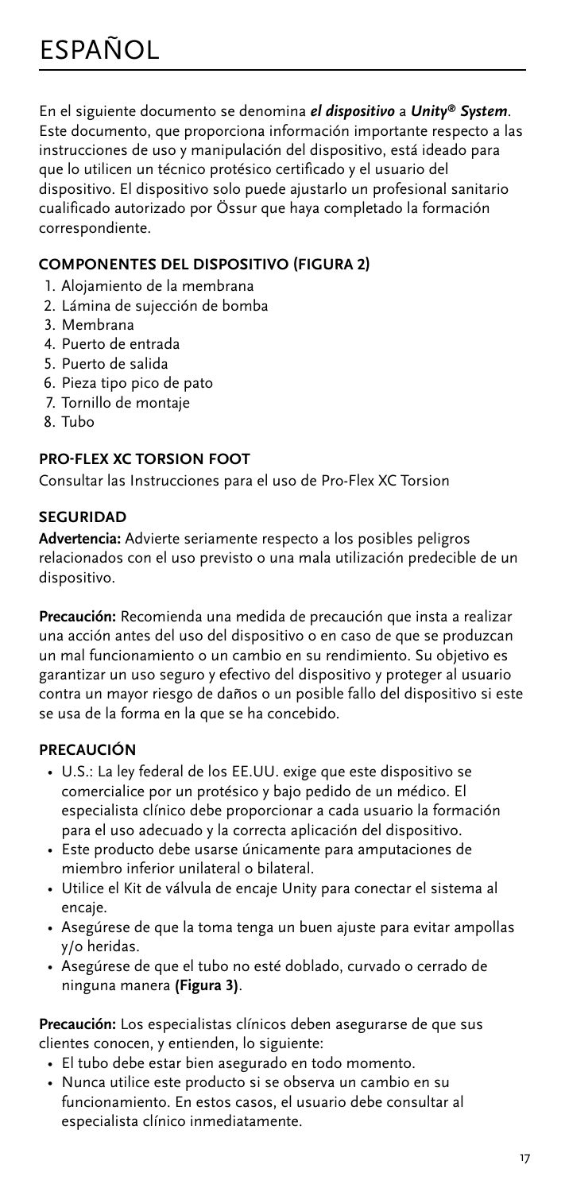# ESPAÑOL

En el siguiente documento se denomina ***el dispositivo*** a ***Unity® System***. Este documento, que proporciona información importante respecto a las instrucciones de uso y manipulación del dispositivo, está ideado para que lo utilicen un técnico protésico certificado y el usuario del dispositivo. El dispositivo solo puede ajustarlo un profesional sanitario cualificado autorizado por Össur que haya completado la formación correspondiente.

## COMPONENTES DEL DISPOSITIVO (FIGURA 2)

1. Alojamiento de la membrana
2. Lámina de sujección de bomba
3. Membrana
4. Puerto de entrada
5. Puerto de salida
6. Pieza tipo pico de pato
7. Tornillo de montaje
8. Tubo

## PRO-FLEX XC TORSION FOOT

Consultar las Instrucciones para el uso de Pro-Flex XC Torsion

## SEGURIDAD

**Advertencia:** Advierte seriamente respecto a los posibles peligros relacionados con el uso previsto o una mala utilización predecible de un dispositivo.

**Precaución:** Recomienda una medida de precaución que insta a realizar una acción antes del uso del dispositivo o en caso de que se produzcan un mal funcionamiento o un cambio en su rendimiento. Su objetivo es garantizar un uso seguro y efectivo del dispositivo y proteger al usuario contra un mayor riesgo de daños o un posible fallo del dispositivo si este se usa de la forma en la que se ha concebido.

## PRECAUCIÓN

- U.S.: La ley federal de los EE.UU. exige que este dispositivo se comercialice por un protésico y bajo pedido de un médico. El especialista clínico debe proporcionar a cada usuario la formación para el uso adecuado y la correcta aplicación del dispositivo.
- Este producto debe usarse únicamente para amputaciones de miembro inferior unilateral o bilateral.
- Utilice el Kit de válvula de encaje Unity para conectar el sistema al encaje.
- Asegúrese de que la toma tenga un buen ajuste para evitar ampollas y/o heridas.
- Asegúrese de que el tubo no esté doblado, curvado o cerrado de ninguna manera **(Figura 3)**.

**Precaución:** Los especialistas clínicos deben asegurarse de que sus clientes conocen, y entienden, lo siguiente:

- El tubo debe estar bien asegurado en todo momento.
- Nunca utilice este producto si se observa un cambio en su funcionamiento. En estos casos, el usuario debe consultar al especialista clínico inmediatamente.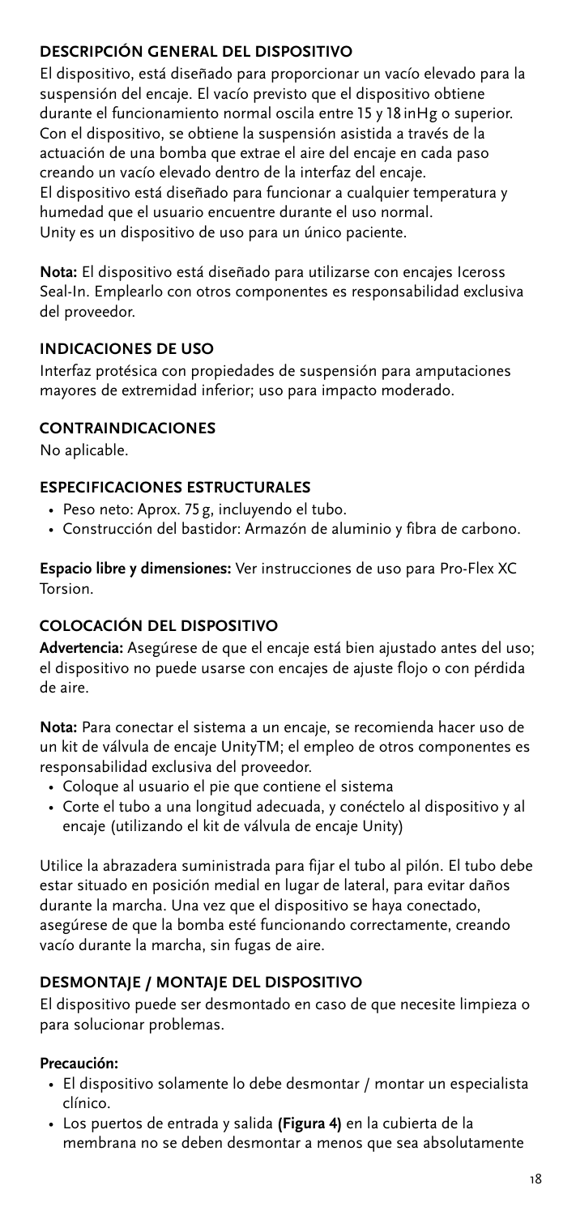## DESCRIPCIÓN GENERAL DEL DISPOSITIVO

El dispositivo, está diseñado para proporcionar un vacío elevado para la suspensión del encaje. El vacío previsto que el dispositivo obtiene durante el funcionamiento normal oscila entre 15 y 18 inHg o superior. Con el dispositivo, se obtiene la suspensión asistida a través de la actuación de una bomba que extrae el aire del encaje en cada paso creando un vacío elevado dentro de la interfaz del encaje. El dispositivo está diseñado para funcionar a cualquier temperatura y humedad que el usuario encuentre durante el uso normal. Unity es un dispositivo de uso para un único paciente.

**Nota:** El dispositivo está diseñado para utilizarse con encajes Iceross Seal-In. Emplearlo con otros componentes es responsabilidad exclusiva del proveedor.

## INDICACIONES DE USO

Interfaz protésica con propiedades de suspensión para amputaciones mayores de extremidad inferior; uso para impacto moderado.

## CONTRAINDICACIONES

No aplicable.

## ESPECIFICACIONES ESTRUCTURALES

- Peso neto: Aprox. 75 g, incluyendo el tubo.
- Construcción del bastidor: Armazón de aluminio y fibra de carbono.

**Espacio libre y dimensiones:** Ver instrucciones de uso para Pro-Flex XC Torsion.

## COLOCACIÓN DEL DISPOSITIVO

**Advertencia:** Asegúrese de que el encaje está bien ajustado antes del uso; el dispositivo no puede usarse con encajes de ajuste flojo o con pérdida de aire.

**Nota:** Para conectar el sistema a un encaje, se recomienda hacer uso de un kit de válvula de encaje UnityTM; el empleo de otros componentes es responsabilidad exclusiva del proveedor.

- Coloque al usuario el pie que contiene el sistema
- Corte el tubo a una longitud adecuada, y conéctelo al dispositivo y al encaje (utilizando el kit de válvula de encaje Unity)

Utilice la abrazadera suministrada para fijar el tubo al pilón. El tubo debe estar situado en posición medial en lugar de lateral, para evitar daños durante la marcha. Una vez que el dispositivo se haya conectado, asegúrese de que la bomba esté funcionando correctamente, creando vacío durante la marcha, sin fugas de aire.

## DESMONTAJE / MONTAJE DEL DISPOSITIVO

El dispositivo puede ser desmontado en caso de que necesite limpieza o para solucionar problemas.

**Precaución:**

- El dispositivo solamente lo debe desmontar / montar un especialista clínico.
- Los puertos de entrada y salida **(Figura 4)** en la cubierta de la membrana no se deben desmontar a menos que sea absolutamente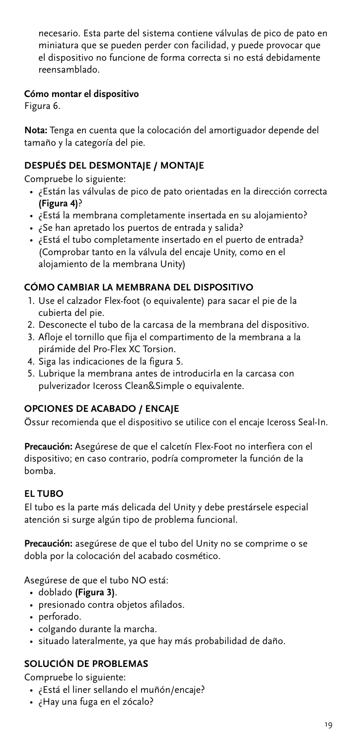necesario. Esta parte del sistema contiene válvulas de pico de pato en miniatura que se pueden perder con facilidad, y puede provocar que el dispositivo no funcione de forma correcta si no está debidamente reensamblado.

**Cómo montar el dispositivo**
Figura 6.

**Nota:** Tenga en cuenta que la colocación del amortiguador depende del tamaño y la categoría del pie.

## DESPUÉS DEL DESMONTAJE / MONTAJE

Compruebe lo siguiente:

- ¿Están las válvulas de pico de pato orientadas en la dirección correcta **(Figura 4)**?
- ¿Está la membrana completamente insertada en su alojamiento?
- ¿Se han apretado los puertos de entrada y salida?
- ¿Está el tubo completamente insertado en el puerto de entrada? (Comprobar tanto en la válvula del encaje Unity, como en el alojamiento de la membrana Unity)

## CÓMO CAMBIAR LA MEMBRANA DEL DISPOSITIVO

1. Use el calzador Flex-foot (o equivalente) para sacar el pie de la cubierta del pie.
2. Desconecte el tubo de la carcasa de la membrana del dispositivo.
3. Afloje el tornillo que fija el compartimento de la membrana a la pirámide del Pro-Flex XC Torsion.
4. Siga las indicaciones de la figura 5.
5. Lubrique la membrana antes de introducirla en la carcasa con pulverizador Iceross Clean&Simple o equivalente.

## OPCIONES DE ACABADO / ENCAJE

Össur recomienda que el dispositivo se utilice con el encaje Iceross Seal-In.

**Precaución:** Asegúrese de que el calcetín Flex-Foot no interfiera con el dispositivo; en caso contrario, podría comprometer la función de la bomba.

## EL TUBO

El tubo es la parte más delicada del Unity y debe prestársele especial atención si surge algún tipo de problema funcional.

**Precaución:** asegúrese de que el tubo del Unity no se comprime o se dobla por la colocación del acabado cosmético.

Asegúrese de que el tubo NO está:

- doblado **(Figura 3)**.
- presionado contra objetos afilados.
- perforado.
- colgando durante la marcha.
- situado lateralmente, ya que hay más probabilidad de daño.

## SOLUCIÓN DE PROBLEMAS

Compruebe lo siguiente:

- ¿Está el liner sellando el muñón/encaje?
- ¿Hay una fuga en el zócalo?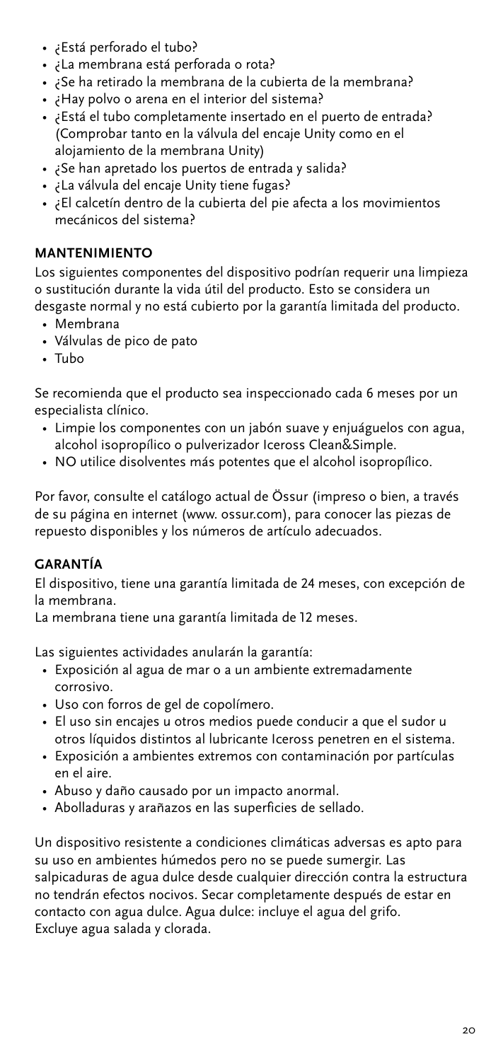- ¿Está perforado el tubo?
- ¿La membrana está perforada o rota?
- ¿Se ha retirado la membrana de la cubierta de la membrana?
- ¿Hay polvo o arena en el interior del sistema?
- ¿Está el tubo completamente insertado en el puerto de entrada? (Comprobar tanto en la válvula del encaje Unity como en el alojamiento de la membrana Unity)
- ¿Se han apretado los puertos de entrada y salida?
- ¿La válvula del encaje Unity tiene fugas?
- ¿El calcetín dentro de la cubierta del pie afecta a los movimientos mecánicos del sistema?

## MANTENIMIENTO

Los siguientes componentes del dispositivo podrían requerir una limpieza o sustitución durante la vida útil del producto. Esto se considera un desgaste normal y no está cubierto por la garantía limitada del producto.

- Membrana
- Válvulas de pico de pato
- Tubo

Se recomienda que el producto sea inspeccionado cada 6 meses por un especialista clínico.

- Limpie los componentes con un jabón suave y enjuáguelos con agua, alcohol isopropílico o pulverizador Iceross Clean&Simple.
- NO utilice disolventes más potentes que el alcohol isopropílico.

Por favor, consulte el catálogo actual de Össur (impreso o bien, a través de su página en internet (www. ossur.com), para conocer las piezas de repuesto disponibles y los números de artículo adecuados.

## GARANTÍA

El dispositivo, tiene una garantía limitada de 24 meses, con excepción de la membrana.
La membrana tiene una garantía limitada de 12 meses.

Las siguientes actividades anularán la garantía:

- Exposición al agua de mar o a un ambiente extremadamente corrosivo.
- Uso con forros de gel de copolímero.
- El uso sin encajes u otros medios puede conducir a que el sudor u otros líquidos distintos al lubricante Iceross penetren en el sistema.
- Exposición a ambientes extremos con contaminación por partículas en el aire.
- Abuso y daño causado por un impacto anormal.
- Abolladuras y arañazos en las superficies de sellado.

Un dispositivo resistente a condiciones climáticas adversas es apto para su uso en ambientes húmedos pero no se puede sumergir. Las salpicaduras de agua dulce desde cualquier dirección contra la estructura no tendrán efectos nocivos. Secar completamente después de estar en contacto con agua dulce. Agua dulce: incluye el agua del grifo. Excluye agua salada y clorada.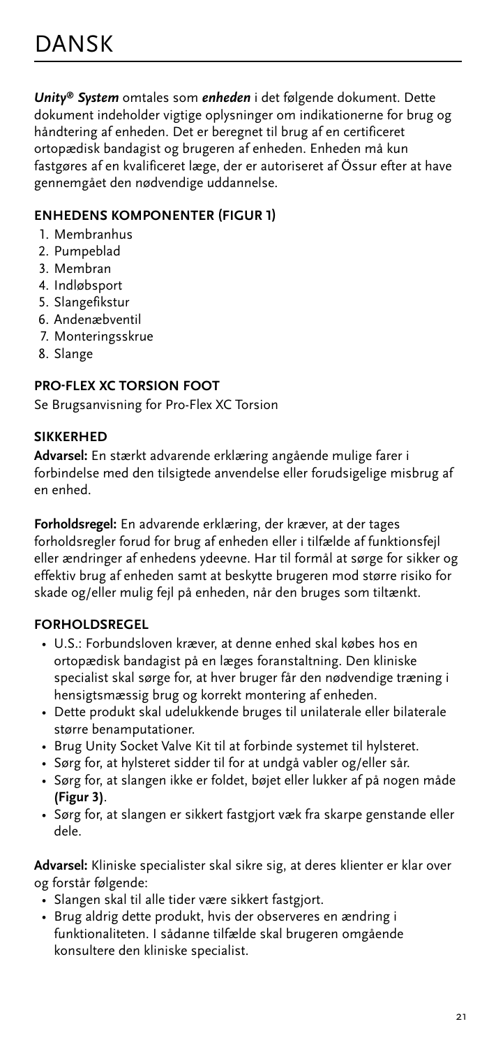# DANSK

***Unity® System*** omtales som ***enheden*** i det følgende dokument. Dette dokument indeholder vigtige oplysninger om indikationerne for brug og håndtering af enheden. Det er beregnet til brug af en certificeret ortopædisk bandagist og brugeren af enheden. Enheden må kun fastgøres af en kvalificeret læge, der er autoriseret af Össur efter at have gennemgået den nødvendige uddannelse.

## ENHEDENS KOMPONENTER (FIGUR 1)

1. Membranhus
2. Pumpeblad
3. Membran
4. Indløbsport
5. Slangefikstur
6. Andenæbventil
7. Monteringsskrue
8. Slange

## PRO-FLEX XC TORSION FOOT

Se Brugsanvisning for Pro-Flex XC Torsion

## SIKKERHED

**Advarsel:** En stærkt advarende erklæring angående mulige farer i forbindelse med den tilsigtede anvendelse eller forudsigelige misbrug af en enhed.

**Forholdsregel:** En advarende erklæring, der kræver, at der tages forholdsregler forud for brug af enheden eller i tilfælde af funktionsfejl eller ændringer af enhedens ydeevne. Har til formål at sørge for sikker og effektiv brug af enheden samt at beskytte brugeren mod større risiko for skade og/eller mulig fejl på enheden, når den bruges som tiltænkt.

## FORHOLDSREGEL

- U.S.: Forbundsloven kræver, at denne enhed skal købes hos en ortopædisk bandagist på en læges foranstaltning. Den kliniske specialist skal sørge for, at hver bruger får den nødvendige træning i hensigtsmæssig brug og korrekt montering af enheden.
- Dette produkt skal udelukkende bruges til unilaterale eller bilaterale større benamputationer.
- Brug Unity Socket Valve Kit til at forbinde systemet til hylsteret.
- Sørg for, at hylsteret sidder til for at undgå vabler og/eller sår.
- Sørg for, at slangen ikke er foldet, bøjet eller lukker af på nogen måde **(Figur 3)**.
- Sørg for, at slangen er sikkert fastgjort væk fra skarpe genstande eller dele.

**Advarsel:** Kliniske specialister skal sikre sig, at deres klienter er klar over og forstår følgende:

- Slangen skal til alle tider være sikkert fastgjort.
- Brug aldrig dette produkt, hvis der observeres en ændring i funktionaliteten. I sådanne tilfælde skal brugeren omgående konsultere den kliniske specialist.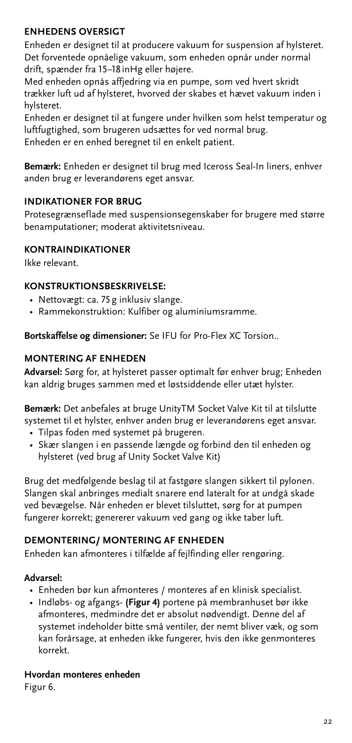## ENHEDENS OVERSIGT

Enheden er designet til at producere vakuum for suspension af hylsteret. Det forventede opnåelige vakuum, som enheden opnår under normal drift, spænder fra 15–18 inHg eller højere.

Med enheden opnås affjedring via en pumpe, som ved hvert skridt trækker luft ud af hylsteret, hvorved der skabes et hævet vakuum inden i hylsteret.

Enheden er designet til at fungere under hvilken som helst temperatur og luftfugtighed, som brugeren udsættes for ved normal brug.

Enheden er en enhed beregnet til en enkelt patient.

**Bemærk:** Enheden er designet til brug med Iceross Seal-In liners, enhver anden brug er leverandørens eget ansvar.

## INDIKATIONER FOR BRUG

Protesegrænseflade med suspensionsegenskaber for brugere med større benamputationer; moderat aktivitetsniveau.

## KONTRAINDIKATIONER

Ikke relevant.

## KONSTRUKTIONSBESKRIVELSE:

- Nettovægt: ca. 75 g inklusiv slange.
- Rammekonstruktion: Kulfiber og aluminiumsramme.

**Bortskaffelse og dimensioner:** Se IFU for Pro-Flex XC Torsion..

## MONTERING AF ENHEDEN

**Advarsel:** Sørg for, at hylsteret passer optimalt før enhver brug; Enheden kan aldrig bruges sammen med et løstsiddende eller utæt hylster.

**Bemærk:** Det anbefales at bruge UnityTM Socket Valve Kit til at tilslutte systemet til et hylster, enhver anden brug er leverandørens eget ansvar.

- Tilpas foden med systemet på brugeren.
- Skær slangen i en passende længde og forbind den til enheden og hylsteret (ved brug af Unity Socket Valve Kit)

Brug det medfølgende beslag til at fastgøre slangen sikkert til pylonen. Slangen skal anbringes medialt snarere end lateralt for at undgå skade ved bevægelse. Når enheden er blevet tilsluttet, sørg for at pumpen fungerer korrekt; genererer vakuum ved gang og ikke taber luft.

## DEMONTERING/ MONTERING AF ENHEDEN

Enheden kan afmonteres i tilfælde af fejlfinding eller rengøring.

**Advarsel:**

- Enheden bør kun afmonteres / monteres af en klinisk specialist.
- Indløbs- og afgangs- **(Figur 4)** portene på membranhuset bør ikke afmonteres, medmindre det er absolut nødvendigt. Denne del af systemet indeholder bitte små ventiler, der nemt bliver væk, og som kan forårsage, at enheden ikke fungerer, hvis den ikke genmonteres korrekt.

**Hvordan monteres enheden**

Figur 6.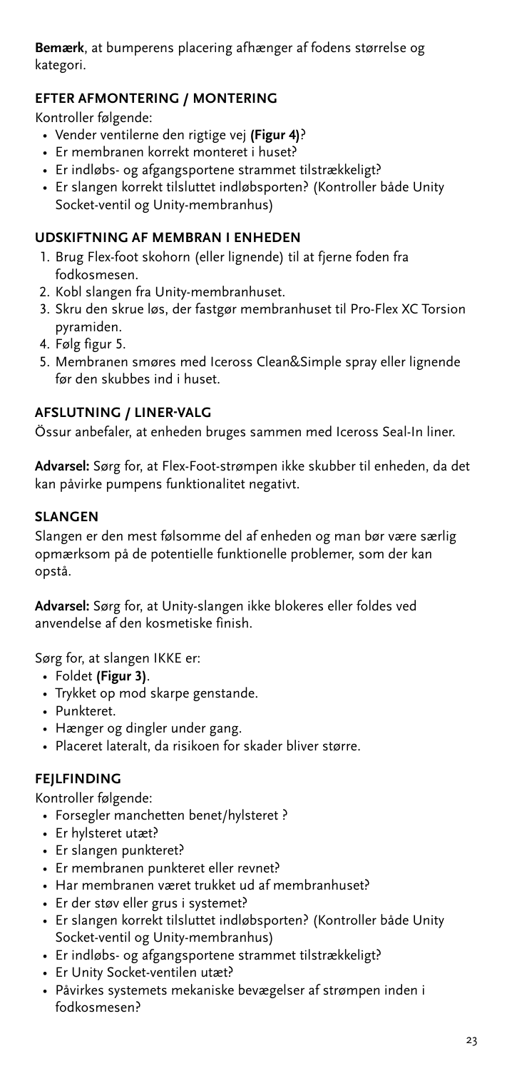**Bemærk**, at bumperens placering afhænger af fodens størrelse og kategori.

## EFTER AFMONTERING / MONTERING

Kontroller følgende:

- Vender ventilerne den rigtige vej **(Figur 4)**?
- Er membranen korrekt monteret i huset?
- Er indløbs- og afgangsportene strammet tilstrækkeligt?
- Er slangen korrekt tilsluttet indløbsporten? (Kontroller både Unity Socket-ventil og Unity-membranhus)

## UDSKIFTNING AF MEMBRAN I ENHEDEN

1. Brug Flex-foot skohorn (eller lignende) til at fjerne foden fra fodkosmesen.
2. Kobl slangen fra Unity-membranhuset.
3. Skru den skrue løs, der fastgør membranhuset til Pro-Flex XC Torsion pyramiden.
4. Følg figur 5.
5. Membranen smøres med Iceross Clean&Simple spray eller lignende før den skubbes ind i huset.

## AFSLUTNING / LINER-VALG

Össur anbefaler, at enheden bruges sammen med Iceross Seal-In liner.

**Advarsel:** Sørg for, at Flex-Foot-strømpen ikke skubber til enheden, da det kan påvirke pumpens funktionalitet negativt.

## SLANGEN

Slangen er den mest følsomme del af enheden og man bør være særlig opmærksom på de potentielle funktionelle problemer, som der kan opstå.

**Advarsel:** Sørg for, at Unity-slangen ikke blokeres eller foldes ved anvendelse af den kosmetiske finish.

Sørg for, at slangen IKKE er:

- Foldet **(Figur 3)**.
- Trykket op mod skarpe genstande.
- Punkteret.
- Hænger og dingler under gang.
- Placeret lateralt, da risikoen for skader bliver større.

## FEJLFINDING

Kontroller følgende:

- Forsegler manchetten benet/hylsteret ?
- Er hylsteret utæt?
- Er slangen punkteret?
- Er membranen punkteret eller revnet?
- Har membranen været trukket ud af membranhuset?
- Er der støv eller grus i systemet?
- Er slangen korrekt tilsluttet indløbsporten? (Kontroller både Unity Socket-ventil og Unity-membranhus)
- Er indløbs- og afgangsportene strammet tilstrækkeligt?
- Er Unity Socket-ventilen utæt?
- Påvirkes systemets mekaniske bevægelser af strømpen inden i fodkosmesen?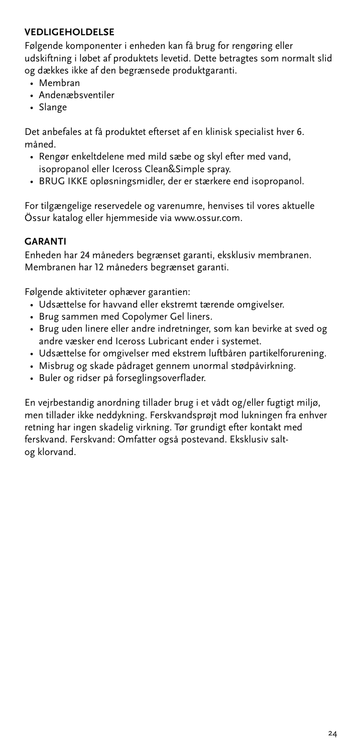## VEDLIGEHOLDELSE

Følgende komponenter i enheden kan få brug for rengøring eller udskiftning i løbet af produktets levetid. Dette betragtes som normalt slid og dækkes ikke af den begrænsede produktgaranti.

- Membran
- Andenæbsventiler
- Slange

Det anbefales at få produktet efterset af en klinisk specialist hver 6. måned.

- Rengør enkeltdelene med mild sæbe og skyl efter med vand, isopropanol eller Iceross Clean&Simple spray.
- BRUG IKKE opløsningsmidler, der er stærkere end isopropanol.

For tilgængelige reservedele og varenumre, henvises til vores aktuelle Össur katalog eller hjemmeside via www.ossur.com.

## GARANTI

Enheden har 24 måneders begrænset garanti, eksklusiv membranen. Membranen har 12 måneders begrænset garanti.

Følgende aktiviteter ophæver garantien:

- Udsættelse for havvand eller ekstremt tærende omgivelser.
- Brug sammen med Copolymer Gel liners.
- Brug uden linere eller andre indretninger, som kan bevirke at sved og andre væsker end Iceross Lubricant ender i systemet.
- Udsættelse for omgivelser med ekstrem luftbåren partikelforurening.
- Misbrug og skade pådraget gennem unormal stødpåvirkning.
- Buler og ridser på forseglingsoverflader.

En vejrbestandig anordning tillader brug i et vådt og/eller fugtigt miljø, men tillader ikke neddykning. Ferskvandsprøjt mod lukningen fra enhver retning har ingen skadelig virkning. Tør grundigt efter kontakt med ferskvand. Ferskvand: Omfatter også postevand. Eksklusiv salt- og klorvand.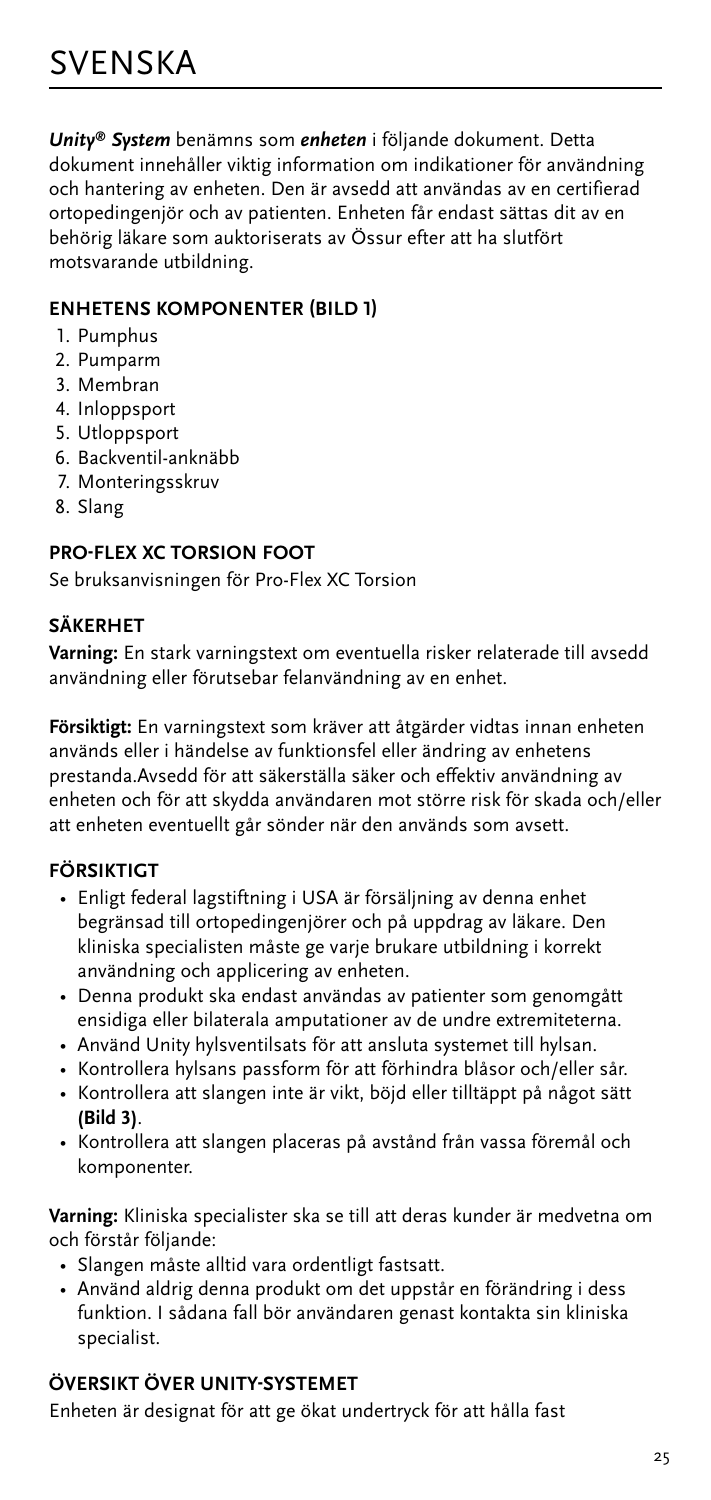# SVENSKA

***Unity® System*** benämns som ***enheten*** i följande dokument. Detta dokument innehåller viktig information om indikationer för användning och hantering av enheten. Den är avsedd att användas av en certifierad ortopedingenjör och av patienten. Enheten får endast sättas dit av en behörig läkare som auktoriserats av Össur efter att ha slutfört motsvarande utbildning.

## ENHETENS KOMPONENTER (BILD 1)

1. Pumphus
2. Pumparm
3. Membran
4. Inloppsport
5. Utloppsport
6. Backventil-anknäbb
7. Monteringsskruv
8. Slang

## PRO-FLEX XC TORSION FOOT

Se bruksanvisningen för Pro-Flex XC Torsion

## SÄKERHET

**Varning:** En stark varningstext om eventuella risker relaterade till avsedd användning eller förutsebar felanvändning av en enhet.

**Försiktigt:** En varningstext som kräver att åtgärder vidtas innan enheten används eller i händelse av funktionsfel eller ändring av enhetens prestanda.Avsedd för att säkerställa säker och effektiv användning av enheten och för att skydda användaren mot större risk för skada och/eller att enheten eventuellt går sönder när den används som avsett.

## FÖRSIKTIGT

- Enligt federal lagstiftning i USA är försäljning av denna enhet begränsad till ortopedingenjörer och på uppdrag av läkare. Den kliniska specialisten måste ge varje brukare utbildning i korrekt användning och applicering av enheten.
- Denna produkt ska endast användas av patienter som genomgått ensidiga eller bilaterala amputationer av de undre extremiteterna.
- Använd Unity hylsventilsats för att ansluta systemet till hylsan.
- Kontrollera hylsans passform för att förhindra blåsor och/eller sår.
- Kontrollera att slangen inte är vikt, böjd eller tilltäppt på något sätt **(Bild 3)**.
- Kontrollera att slangen placeras på avstånd från vassa föremål och komponenter.

**Varning:** Kliniska specialister ska se till att deras kunder är medvetna om och förstår följande:

- Slangen måste alltid vara ordentligt fastsatt.
- Använd aldrig denna produkt om det uppstår en förändring i dess funktion. I sådana fall bör användaren genast kontakta sin kliniska specialist.

## ÖVERSIKT ÖVER UNITY-SYSTEMET

Enheten är designat för att ge ökat undertryck för att hålla fast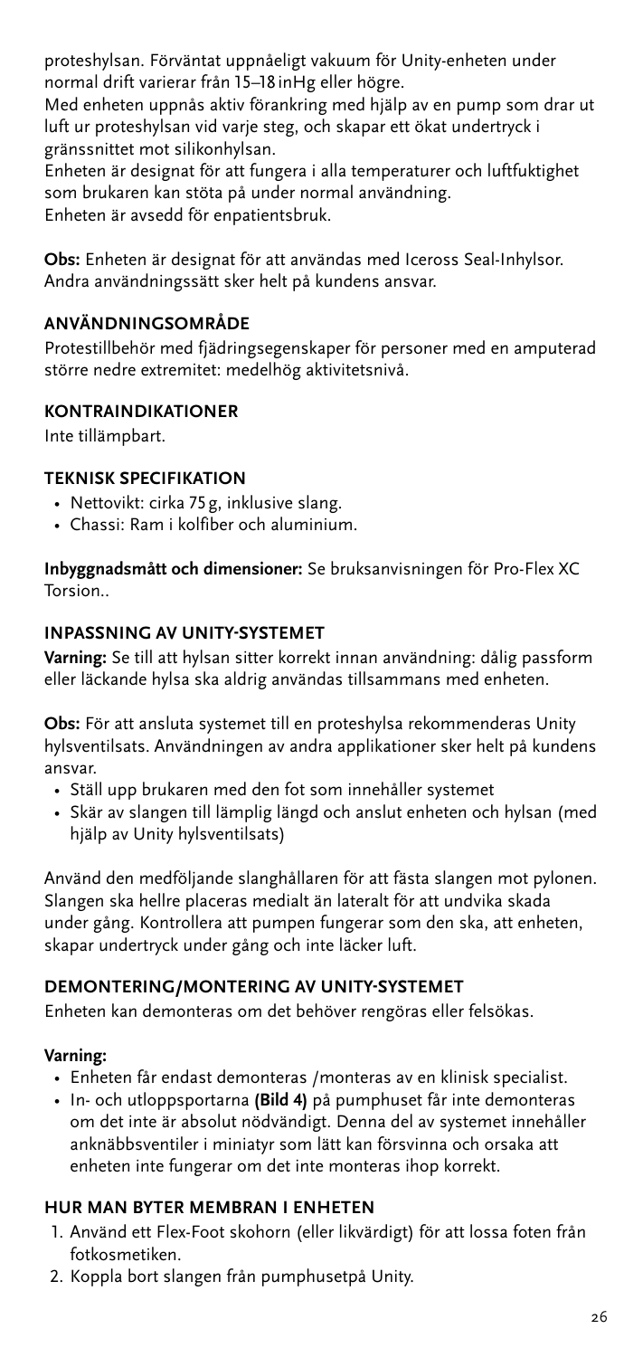proteshylsan. Förväntat uppnåeligt vakuum för Unity-enheten under normal drift varierar från 15–18 inHg eller högre.

Med enheten uppnås aktiv förankring med hjälp av en pump som drar ut luft ur proteshylsan vid varje steg, och skapar ett ökat undertryck i gränssnittet mot silikonhylsan.

Enheten är designat för att fungera i alla temperaturer och luftfuktighet som brukaren kan stöta på under normal användning.

Enheten är avsedd för enpatientsbruk.

**Obs:** Enheten är designat för att användas med Iceross Seal-Inhylsor. Andra användningssätt sker helt på kundens ansvar.

## ANVÄNDNINGSOMRÅDE

Protestillbehör med fjädringsegenskaper för personer med en amputerad större nedre extremitet: medelhög aktivitetsnivå.

## KONTRAINDIKATIONER

Inte tillämpbart.

## TEKNISK SPECIFIKATION

- Nettovikt: cirka 75 g, inklusive slang.
- Chassi: Ram i kolfiber och aluminium.

**Inbyggnadsmått och dimensioner:** Se bruksanvisningen för Pro-Flex XC Torsion..

## INPASSNING AV UNITY-SYSTEMET

**Varning:** Se till att hylsan sitter korrekt innan användning: dålig passform eller läckande hylsa ska aldrig användas tillsammans med enheten.

**Obs:** För att ansluta systemet till en proteshylsa rekommenderas Unity hylsventilsats. Användningen av andra applikationer sker helt på kundens ansvar.

- Ställ upp brukaren med den fot som innehåller systemet
- Skär av slangen till lämplig längd och anslut enheten och hylsan (med hjälp av Unity hylsventilsats)

Använd den medföljande slanghållaren för att fästa slangen mot pylonen. Slangen ska hellre placeras medialt än lateralt för att undvika skada under gång. Kontrollera att pumpen fungerar som den ska, att enheten, skapar undertryck under gång och inte läcker luft.

## DEMONTERING/MONTERING AV UNITY-SYSTEMET

Enheten kan demonteras om det behöver rengöras eller felsökas.

**Varning:**

- Enheten får endast demonteras /monteras av en klinisk specialist.
- In- och utloppsportarna **(Bild 4)** på pumphuset får inte demonteras om det inte är absolut nödvändigt. Denna del av systemet innehåller anknäbbsventiler i miniatyr som lätt kan försvinna och orsaka att enheten inte fungerar om det inte monteras ihop korrekt.

## HUR MAN BYTER MEMBRAN I ENHETEN

1. Använd ett Flex-Foot skohorn (eller likvärdigt) för att lossa foten från fotkosmetiken.
2. Koppla bort slangen från pumphusetpå Unity.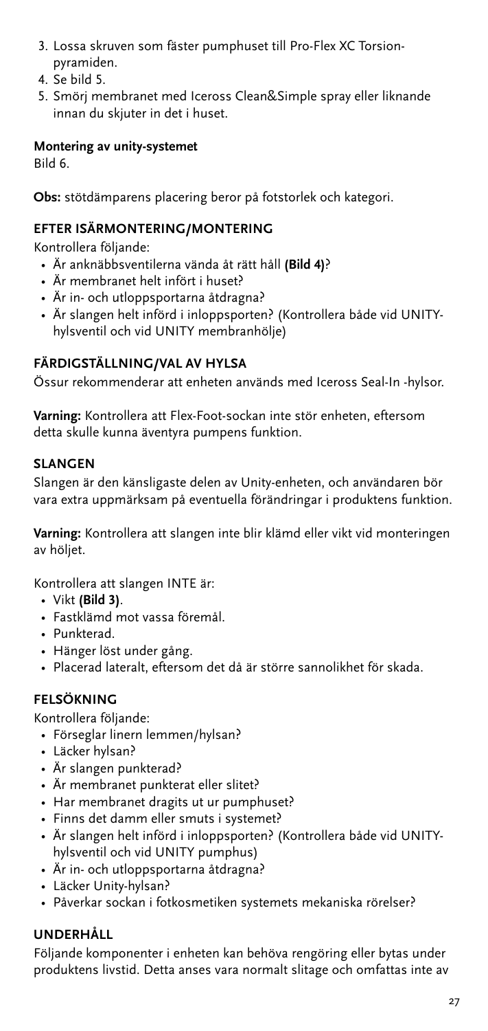3. Lossa skruven som fäster pumphuset till Pro-Flex XC Torsion-pyramiden.
4. Se bild 5.
5. Smörj membranet med Iceross Clean&Simple spray eller liknande innan du skjuter in det i huset.

**Montering av unity-systemet**

Bild 6.

**Obs:** stötdämparens placering beror på fotstorlek och kategori.

## EFTER ISÄRMONTERING/MONTERING

Kontrollera följande:

- Är anknäbbsventilerna vända åt rätt håll **(Bild 4)**?
- Är membranet helt infört i huset?
- Är in- och utloppsportarna åtdragna?
- Är slangen helt införd i inloppsporten? (Kontrollera både vid UNITY-hylsventil och vid UNITY membranhölje)

## FÄRDIGSTÄLLNING/VAL AV HYLSA

Össur rekommenderar att enheten används med Iceross Seal-In -hylsor.

**Varning:** Kontrollera att Flex-Foot-sockan inte stör enheten, eftersom detta skulle kunna äventyra pumpens funktion.

## SLANGEN

Slangen är den känsligaste delen av Unity-enheten, och användaren bör vara extra uppmärksam på eventuella förändringar i produktens funktion.

**Varning:** Kontrollera att slangen inte blir klämd eller vikt vid monteringen av höljet.

Kontrollera att slangen INTE är:

- Vikt **(Bild 3)**.
- Fastklämd mot vassa föremål.
- Punkterad.
- Hänger löst under gång.
- Placerad lateralt, eftersom det då är större sannolikhet för skada.

## FELSÖKNING

Kontrollera följande:

- Förseglar linern lemmen/hylsan?
- Läcker hylsan?
- Är slangen punkterad?
- Är membranet punkterat eller slitet?
- Har membranet dragits ut ur pumphuset?
- Finns det damm eller smuts i systemet?
- Är slangen helt införd i inloppsporten? (Kontrollera både vid UNITY-hylsventil och vid UNITY pumphus)
- Är in- och utloppsportarna åtdragna?
- Läcker Unity-hylsan?
- Påverkar sockan i fotkosmetiken systemets mekaniska rörelser?

## UNDERHÅLL

Följande komponenter i enheten kan behöva rengöring eller bytas under produktens livstid. Detta anses vara normalt slitage och omfattas inte av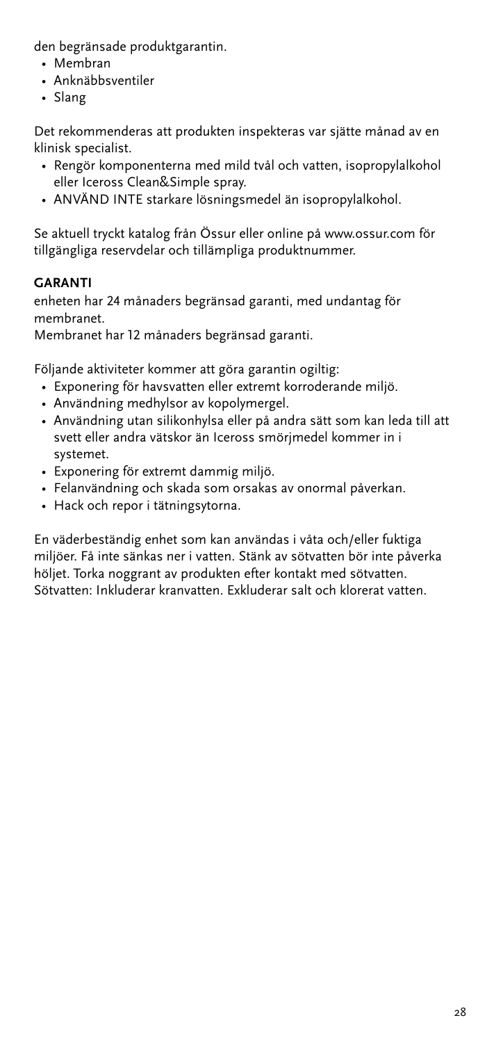den begränsade produktgarantin.

- Membran
- Anknäbbsventiler
- Slang

Det rekommenderas att produkten inspekteras var sjätte månad av en klinisk specialist.

- Rengör komponenterna med mild tvål och vatten, isopropylalkohol eller Iceross Clean&Simple spray.
- ANVÄND INTE starkare lösningsmedel än isopropylalkohol.

Se aktuell tryckt katalog från Össur eller online på www.ossur.com för tillgängliga reservdelar och tillämpliga produktnummer.

**GARANTI**

enheten har 24 månaders begränsad garanti, med undantag för membranet.
Membranet har 12 månaders begränsad garanti.

Följande aktiviteter kommer att göra garantin ogiltig:

- Exponering för havsvatten eller extremt korroderande miljö.
- Användning medhylsor av kopolymergel.
- Användning utan silikonhylsa eller på andra sätt som kan leda till att svett eller andra vätskor än Iceross smörjmedel kommer in i systemet.
- Exponering för extremt dammig miljö.
- Felanvändning och skada som orsakas av onormal påverkan.
- Hack och repor i tätningsytorna.

En väderbeständig enhet som kan användas i våta och/eller fuktiga miljöer. Få inte sänkas ner i vatten. Stänk av sötvatten bör inte påverka höljet. Torka noggrant av produkten efter kontakt med sötvatten. Sötvatten: Inkluderar kranvatten. Exkluderar salt och klorerat vatten.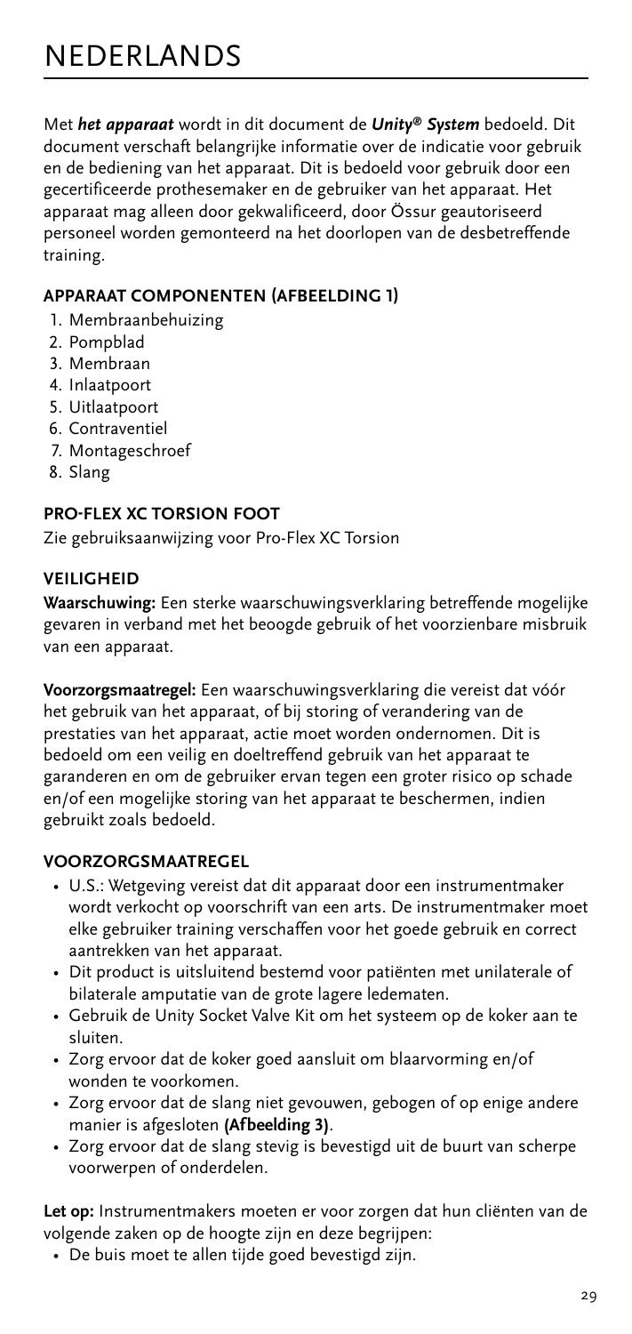// NEDERLANDS

Met ***het apparaat*** wordt in dit document de ***Unity® System*** bedoeld. Dit document verschaft belangrijke informatie over de indicatie voor gebruik en de bediening van het apparaat. Dit is bedoeld voor gebruik door een gecertificeerde prothesemaker en de gebruiker van het apparaat. Het apparaat mag alleen door gekwalificeerd, door Össur geautoriseerd personeel worden gemonteerd na het doorlopen van de desbetreffende training.

## APPARAAT COMPONENTEN (AFBEELDING 1)

1. Membraanbehuizing
2. Pompblad
3. Membraan
4. Inlaatpoort
5. Uitlaatpoort
6. Contraventiel
7. Montageschroef
8. Slang

## PRO-FLEX XC TORSION FOOT

Zie gebruiksaanwijzing voor Pro-Flex XC Torsion

## VEILIGHEID

**Waarschuwing:** Een sterke waarschuwingsverklaring betreffende mogelijke gevaren in verband met het beoogde gebruik of het voorzienbare misbruik van een apparaat.

**Voorzorgsmaatregel:** Een waarschuwingsverklaring die vereist dat vóór het gebruik van het apparaat, of bij storing of verandering van de prestaties van het apparaat, actie moet worden ondernomen. Dit is bedoeld om een veilig en doeltreffend gebruik van het apparaat te garanderen en om de gebruiker ervan tegen een groter risico op schade en/of een mogelijke storing van het apparaat te beschermen, indien gebruikt zoals bedoeld.

## VOORZORGSMAATREGEL

- U.S.: Wetgeving vereist dat dit apparaat door een instrumentmaker wordt verkocht op voorschrift van een arts. De instrumentmaker moet elke gebruiker training verschaffen voor het goede gebruik en correct aantrekken van het apparaat.
- Dit product is uitsluitend bestemd voor patiënten met unilaterale of bilaterale amputatie van de grote lagere ledematen.
- Gebruik de Unity Socket Valve Kit om het systeem op de koker aan te sluiten.
- Zorg ervoor dat de koker goed aansluit om blaarvorming en/of wonden te voorkomen.
- Zorg ervoor dat de slang niet gevouwen, gebogen of op enige andere manier is afgesloten **(Afbeelding 3)**.
- Zorg ervoor dat de slang stevig is bevestigd uit de buurt van scherpe voorwerpen of onderdelen.

**Let op:** Instrumentmakers moeten er voor zorgen dat hun cliënten van de volgende zaken op de hoogte zijn en deze begrijpen:

- De buis moet te allen tijde goed bevestigd zijn.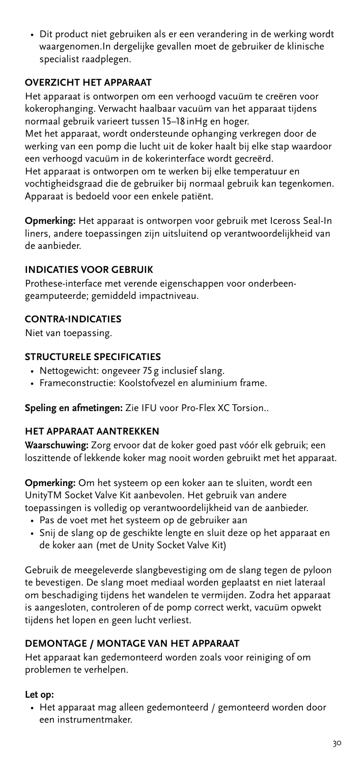- Dit product niet gebruiken als er een verandering in de werking wordt waargenomen.In dergelijke gevallen moet de gebruiker de klinische specialist raadplegen.

## OVERZICHT HET APPARAAT

Het apparaat is ontworpen om een verhoogd vacuüm te creëren voor kokerophanging. Verwacht haalbaar vacuüm van het apparaat tijdens normaal gebruik varieert tussen 15–18 inHg en hoger.
Met het apparaat, wordt ondersteunde ophanging verkregen door de werking van een pomp die lucht uit de koker haalt bij elke stap waardoor een verhoogd vacuüm in de kokerinterface wordt gecreërd.
Het apparaat is ontworpen om te werken bij elke temperatuur en vochtigheidsgraad die de gebruiker bij normaal gebruik kan tegenkomen. Apparaat is bedoeld voor een enkele patiënt.

**Opmerking:** Het apparaat is ontworpen voor gebruik met Iceross Seal-In liners, andere toepassingen zijn uitsluitend op verantwoordelijkheid van de aanbieder.

## INDICATIES VOOR GEBRUIK

Prothese-interface met verende eigenschappen voor onderbeen-geamputeerde; gemiddeld impactniveau.

## CONTRA-INDICATIES

Niet van toepassing.

## STRUCTURELE SPECIFICATIES

- Nettogewicht: ongeveer 75 g inclusief slang.
- Frameconstructie: Koolstofvezel en aluminium frame.

**Speling en afmetingen:** Zie IFU voor Pro-Flex XC Torsion..

## HET APPARAAT AANTREKKEN

**Waarschuwing:** Zorg ervoor dat de koker goed past vóór elk gebruik; een loszittende of lekkende koker mag nooit worden gebruikt met het apparaat.

**Opmerking:** Om het systeem op een koker aan te sluiten, wordt een UnityTM Socket Valve Kit aanbevolen. Het gebruik van andere toepassingen is volledig op verantwoordelijkheid van de aanbieder.

- Pas de voet met het systeem op de gebruiker aan
- Snij de slang op de geschikte lengte en sluit deze op het apparaat en de koker aan (met de Unity Socket Valve Kit)

Gebruik de meegeleverde slangbevestiging om de slang tegen de pyloon te bevestigen. De slang moet mediaal worden geplaatst en niet lateraal om beschadiging tijdens het wandelen te vermijden. Zodra het apparaat is aangesloten, controleren of de pomp correct werkt, vacuüm opwekt tijdens het lopen en geen lucht verliest.

## DEMONTAGE / MONTAGE VAN HET APPARAAT

Het apparaat kan gedemonteerd worden zoals voor reiniging of om problemen te verhelpen.

**Let op:**

- Het apparaat mag alleen gedemonteerd / gemonteerd worden door een instrumentmaker.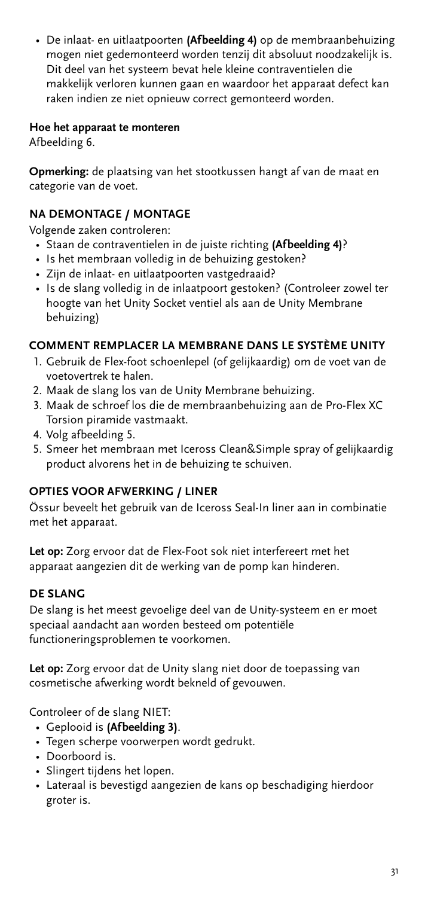- De inlaat- en uitlaatpoorten **(Afbeelding 4)** op de membraanbehuizing mogen niet gedemonteerd worden tenzij dit absoluut noodzakelijk is. Dit deel van het systeem bevat hele kleine contraventielen die makkelijk verloren kunnen gaan en waardoor het apparaat defect kan raken indien ze niet opnieuw correct gemonteerd worden.

**Hoe het apparaat te monteren**
Afbeelding 6.

**Opmerking:** de plaatsing van het stootkussen hangt af van de maat en categorie van de voet.

## NA DEMONTAGE / MONTAGE

Volgende zaken controleren:

- Staan de contraventielen in de juiste richting **(Afbeelding 4)**?
- Is het membraan volledig in de behuizing gestoken?
- Zijn de inlaat- en uitlaatpoorten vastgedraaid?
- Is de slang volledig in de inlaatpoort gestoken? (Controleer zowel ter hoogte van het Unity Socket ventiel als aan de Unity Membrane behuizing)

## COMMENT REMPLACER LA MEMBRANE DANS LE SYSTÈME UNITY

1. Gebruik de Flex-foot schoenlepel (of gelijkaardig) om de voet van de voetovertrek te halen.
2. Maak de slang los van de Unity Membrane behuizing.
3. Maak de schroef los die de membraanbehuizing aan de Pro-Flex XC Torsion piramide vastmaakt.
4. Volg afbeelding 5.
5. Smeer het membraan met Iceross Clean&Simple spray of gelijkaardig product alvorens het in de behuizing te schuiven.

## OPTIES VOOR AFWERKING / LINER

Össur beveelt het gebruik van de Iceross Seal-In liner aan in combinatie met het apparaat.

**Let op:** Zorg ervoor dat de Flex-Foot sok niet interfereert met het apparaat aangezien dit de werking van de pomp kan hinderen.

## DE SLANG

De slang is het meest gevoelige deel van de Unity-systeem en er moet speciaal aandacht aan worden besteed om potentiële functioneringsproblemen te voorkomen.

**Let op:** Zorg ervoor dat de Unity slang niet door de toepassing van cosmetische afwerking wordt bekneld of gevouwen.

Controleer of de slang NIET:

- Geplooid is **(Afbeelding 3)**.
- Tegen scherpe voorwerpen wordt gedrukt.
- Doorboord is.
- Slingert tijdens het lopen.
- Lateraal is bevestigd aangezien de kans op beschadiging hierdoor groter is.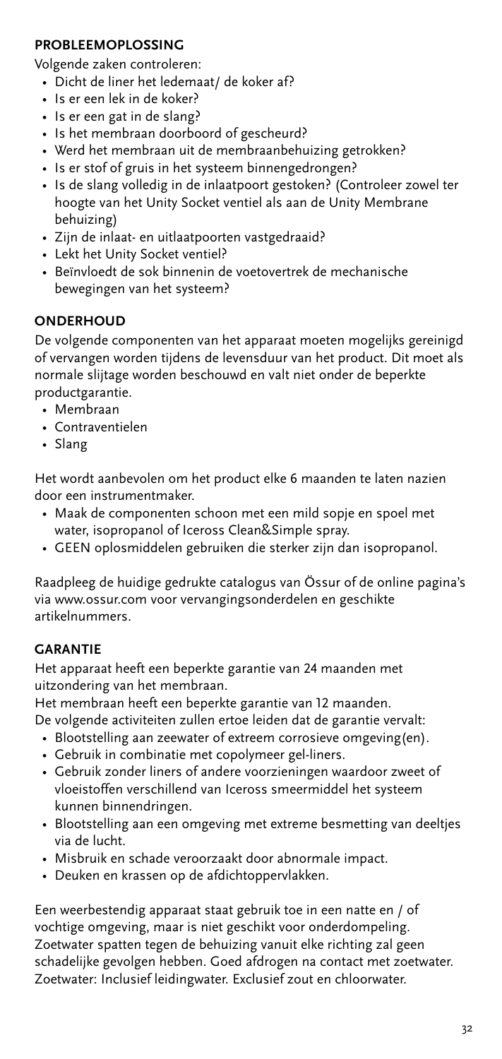## PROBLEEMOPLOSSING

Volgende zaken controleren:

- Dicht de liner het ledemaat/ de koker af?
- Is er een lek in de koker?
- Is er een gat in de slang?
- Is het membraan doorboord of gescheurd?
- Werd het membraan uit de membraanbehuizing getrokken?
- Is er stof of gruis in het systeem binnengedrongen?
- Is de slang volledig in de inlaatpoort gestoken? (Controleer zowel ter hoogte van het Unity Socket ventiel als aan de Unity Membrane behuizing)
- Zijn de inlaat- en uitlaatpoorten vastgedraaid?
- Lekt het Unity Socket ventiel?
- Beïnvloedt de sok binnenin de voetovertrek de mechanische bewegingen van het systeem?

## ONDERHOUD

De volgende componenten van het apparaat moeten mogelijks gereinigd of vervangen worden tijdens de levensduur van het product. Dit moet als normale slijtage worden beschouwd en valt niet onder de beperkte productgarantie.

- Membraan
- Contraventielen
- Slang

Het wordt aanbevolen om het product elke 6 maanden te laten nazien door een instrumentmaker.

- Maak de componenten schoon met een mild sopje en spoel met water, isopropanol of Iceross Clean&Simple spray.
- GEEN oplosmiddelen gebruiken die sterker zijn dan isopropanol.

Raadpleeg de huidige gedrukte catalogus van Össur of de online pagina's via www.ossur.com voor vervangingsonderdelen en geschikte artikelnummers.

## GARANTIE

Het apparaat heeft een beperkte garantie van 24 maanden met uitzondering van het membraan.

Het membraan heeft een beperkte garantie van 12 maanden.

De volgende activiteiten zullen ertoe leiden dat de garantie vervalt:

- Blootstelling aan zeewater of extreem corrosieve omgeving(en).
- Gebruik in combinatie met copolymeer gel-liners.
- Gebruik zonder liners of andere voorzieningen waardoor zweet of vloeistoffen verschillend van Iceross smeermiddel het systeem kunnen binnendringen.
- Blootstelling aan een omgeving met extreme besmetting van deeltjes via de lucht.
- Misbruik en schade veroorzaakt door abnormale impact.
- Deuken en krassen op de afdichtoppervlakken.

Een weerbestendig apparaat staat gebruik toe in een natte en / of vochtige omgeving, maar is niet geschikt voor onderdompeling. Zoetwater spatten tegen de behuizing vanuit elke richting zal geen schadelijke gevolgen hebben. Goed afdrogen na contact met zoetwater. Zoetwater: Inclusief leidingwater. Exclusief zout en chloorwater.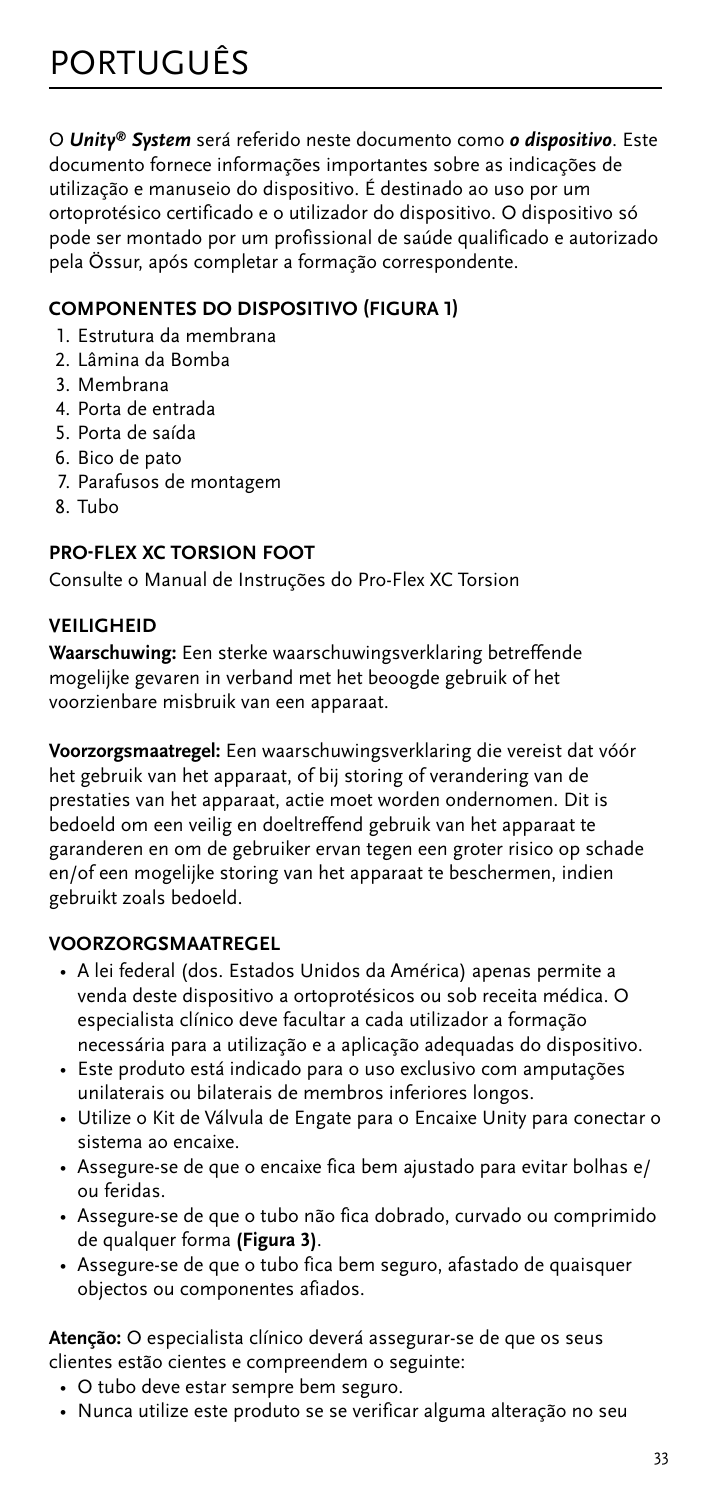// PORTUGUÊS

O ***Unity® System*** será referido neste documento como ***o dispositivo***. Este documento fornece informações importantes sobre as indicações de utilização e manuseio do dispositivo. É destinado ao uso por um ortoprotésico certificado e o utilizador do dispositivo. O dispositivo só pode ser montado por um profissional de saúde qualificado e autorizado pela Össur, após completar a formação correspondente.

## COMPONENTES DO DISPOSITIVO (FIGURA 1)

1. Estrutura da membrana
2. Lâmina da Bomba
3. Membrana
4. Porta de entrada
5. Porta de saída
6. Bico de pato
7. Parafusos de montagem
8. Tubo

## PRO-FLEX XC TORSION FOOT

Consulte o Manual de Instruções do Pro-Flex XC Torsion

## VEILIGHEID

**Waarschuwing:** Een sterke waarschuwingsverklaring betreffende mogelijke gevaren in verband met het beoogde gebruik of het voorzienbare misbruik van een apparaat.

**Voorzorgsmaatregel:** Een waarschuwingsverklaring die vereist dat vóór het gebruik van het apparaat, of bij storing of verandering van de prestaties van het apparaat, actie moet worden ondernomen. Dit is bedoeld om een veilig en doeltreffend gebruik van het apparaat te garanderen en om de gebruiker ervan tegen een groter risico op schade en/of een mogelijke storing van het apparaat te beschermen, indien gebruikt zoals bedoeld.

## VOORZORGSMAATREGEL

- A lei federal (dos. Estados Unidos da América) apenas permite a venda deste dispositivo a ortoprotésicos ou sob receita médica. O especialista clínico deve facultar a cada utilizador a formação necessária para a utilização e a aplicação adequadas do dispositivo.
- Este produto está indicado para o uso exclusivo com amputações unilaterais ou bilaterais de membros inferiores longos.
- Utilize o Kit de Válvula de Engate para o Encaixe Unity para conectar o sistema ao encaixe.
- Assegure-se de que o encaixe fica bem ajustado para evitar bolhas e/ou feridas.
- Assegure-se de que o tubo não fica dobrado, curvado ou comprimido de qualquer forma **(Figura 3)**.
- Assegure-se de que o tubo fica bem seguro, afastado de quaisquer objectos ou componentes afiados.

**Atenção:** O especialista clínico deverá assegurar-se de que os seus clientes estão cientes e compreendem o seguinte:

- O tubo deve estar sempre bem seguro.
- Nunca utilize este produto se se verificar alguma alteração no seu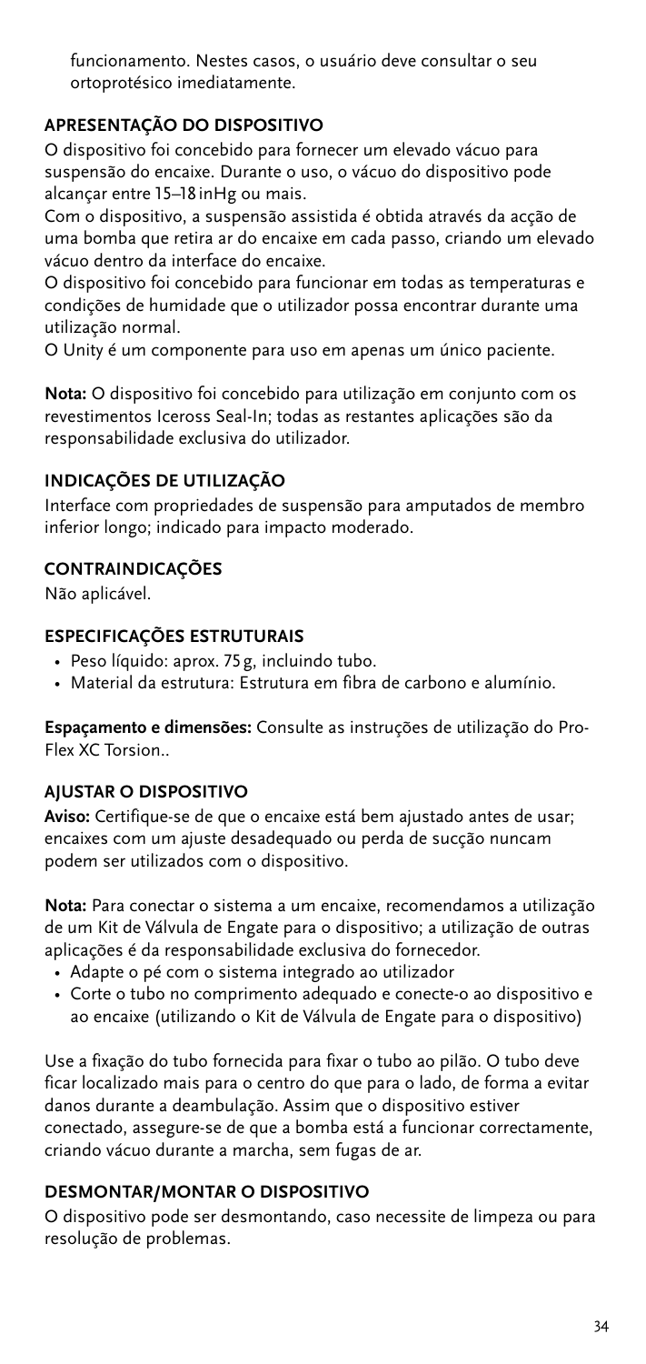funcionamento. Nestes casos, o usuário deve consultar o seu ortoprotésico imediatamente.

## APRESENTAÇÃO DO DISPOSITIVO

O dispositivo foi concebido para fornecer um elevado vácuo para suspensão do encaixe. Durante o uso, o vácuo do dispositivo pode alcançar entre 15–18 inHg ou mais.

Com o dispositivo, a suspensão assistida é obtida através da acção de uma bomba que retira ar do encaixe em cada passo, criando um elevado vácuo dentro da interface do encaixe.

O dispositivo foi concebido para funcionar em todas as temperaturas e condições de humidade que o utilizador possa encontrar durante uma utilização normal.

O Unity é um componente para uso em apenas um único paciente.

**Nota:** O dispositivo foi concebido para utilização em conjunto com os revestimentos Iceross Seal-In; todas as restantes aplicações são da responsabilidade exclusiva do utilizador.

## INDICAÇÕES DE UTILIZAÇÃO

Interface com propriedades de suspensão para amputados de membro inferior longo; indicado para impacto moderado.

## CONTRAINDICAÇÕES

Não aplicável.

## ESPECIFICAÇÕES ESTRUTURAIS

- Peso líquido: aprox. 75 g, incluindo tubo.
- Material da estrutura: Estrutura em fibra de carbono e alumínio.

**Espaçamento e dimensões:** Consulte as instruções de utilização do Pro-Flex XC Torsion..

## AJUSTAR O DISPOSITIVO

**Aviso:** Certifique-se de que o encaixe está bem ajustado antes de usar; encaixes com um ajuste desadequado ou perda de sucção nuncam podem ser utilizados com o dispositivo.

**Nota:** Para conectar o sistema a um encaixe, recomendamos a utilização de um Kit de Válvula de Engate para o dispositivo; a utilização de outras aplicações é da responsabilidade exclusiva do fornecedor.

- Adapte o pé com o sistema integrado ao utilizador
- Corte o tubo no comprimento adequado e conecte-o ao dispositivo e ao encaixe (utilizando o Kit de Válvula de Engate para o dispositivo)

Use a fixação do tubo fornecida para fixar o tubo ao pilão. O tubo deve ficar localizado mais para o centro do que para o lado, de forma a evitar danos durante a deambulação. Assim que o dispositivo estiver conectado, assegure-se de que a bomba está a funcionar correctamente, criando vácuo durante a marcha, sem fugas de ar.

## DESMONTAR/MONTAR O DISPOSITIVO

O dispositivo pode ser desmontando, caso necessite de limpeza ou para resolução de problemas.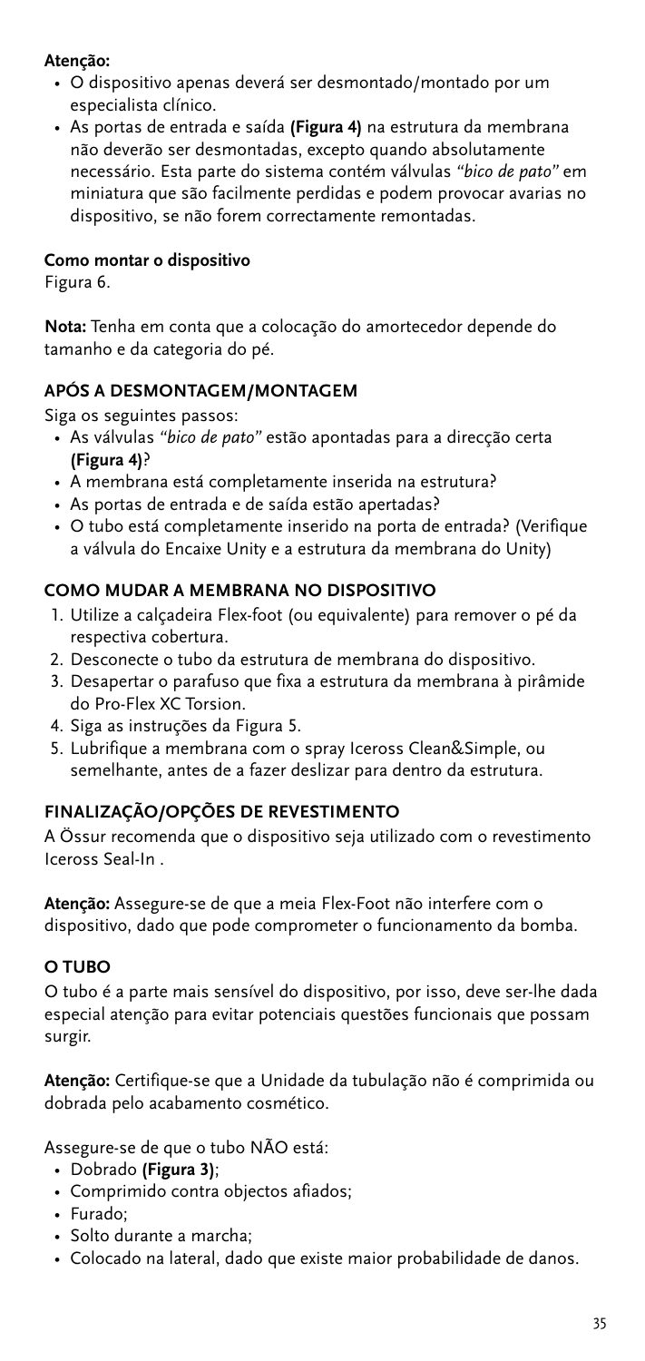**Atenção:**

- O dispositivo apenas deverá ser desmontado/montado por um especialista clínico.
- As portas de entrada e saída **(Figura 4)** na estrutura da membrana não deverão ser desmontadas, excepto quando absolutamente necessário. Esta parte do sistema contém válvulas *"bico de pato"* em miniatura que são facilmente perdidas e podem provocar avarias no dispositivo, se não forem correctamente remontadas.

**Como montar o dispositivo**

Figura 6.

**Nota:** Tenha em conta que a colocação do amortecedor depende do tamanho e da categoria do pé.

## APÓS A DESMONTAGEM/MONTAGEM

Siga os seguintes passos:

- As válvulas *"bico de pato"* estão apontadas para a direcção certa **(Figura 4)**?
- A membrana está completamente inserida na estrutura?
- As portas de entrada e de saída estão apertadas?
- O tubo está completamente inserido na porta de entrada? (Verifique a válvula do Encaixe Unity e a estrutura da membrana do Unity)

## COMO MUDAR A MEMBRANA NO DISPOSITIVO

1. Utilize a calçadeira Flex-foot (ou equivalente) para remover o pé da respectiva cobertura.
2. Desconecte o tubo da estrutura de membrana do dispositivo.
3. Desapertar o parafuso que fixa a estrutura da membrana à pirâmide do Pro-Flex XC Torsion.
4. Siga as instruções da Figura 5.
5. Lubrifique a membrana com o spray Iceross Clean&Simple, ou semelhante, antes de a fazer deslizar para dentro da estrutura.

## FINALIZAÇÃO/OPÇÕES DE REVESTIMENTO

A Össur recomenda que o dispositivo seja utilizado com o revestimento Iceross Seal-In .

**Atenção:** Assegure-se de que a meia Flex-Foot não interfere com o dispositivo, dado que pode comprometer o funcionamento da bomba.

## O TUBO

O tubo é a parte mais sensível do dispositivo, por isso, deve ser-lhe dada especial atenção para evitar potenciais questões funcionais que possam surgir.

**Atenção:** Certifique-se que a Unidade da tubulação não é comprimida ou dobrada pelo acabamento cosmético.

Assegure-se de que o tubo NÃO está:

- Dobrado **(Figura 3)**;
- Comprimido contra objectos afiados;
- Furado;
- Solto durante a marcha;
- Colocado na lateral, dado que existe maior probabilidade de danos.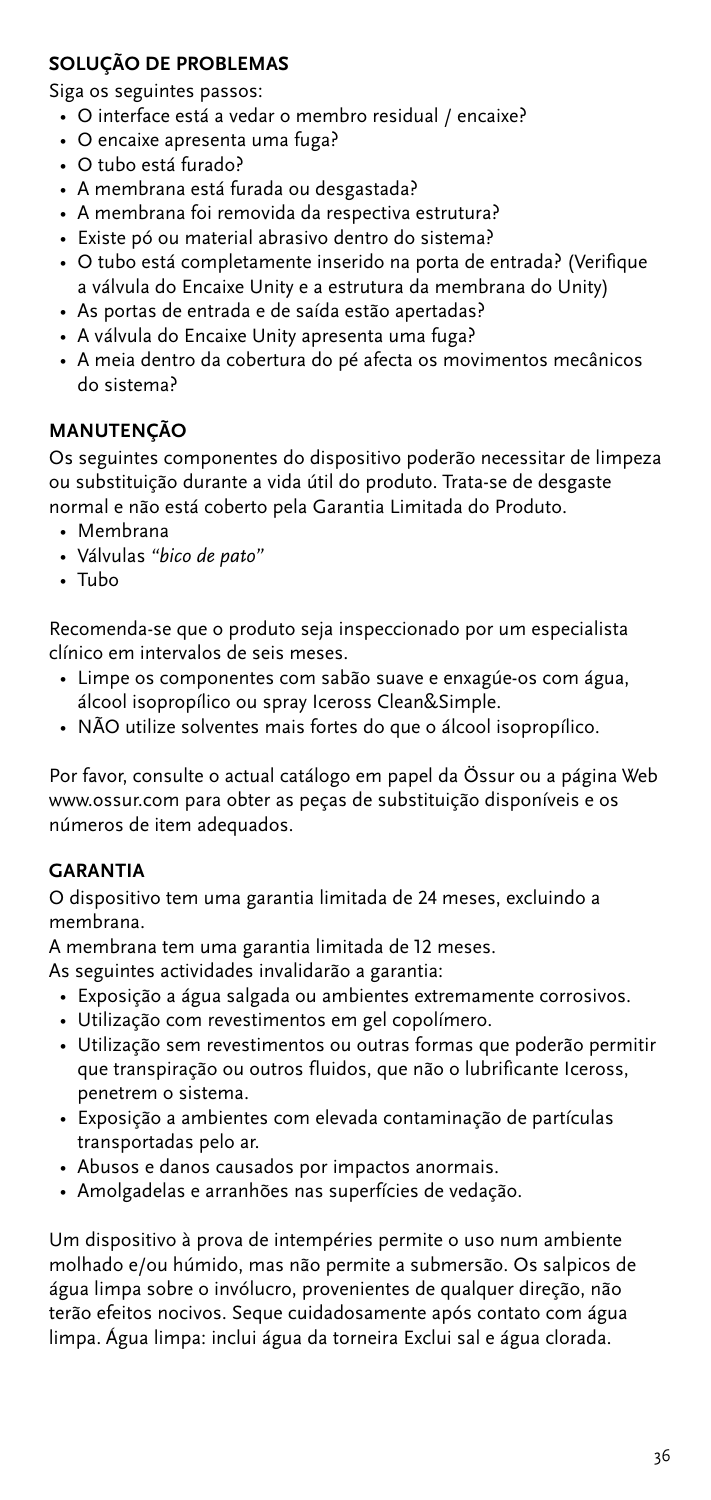## SOLUÇÃO DE PROBLEMAS

Siga os seguintes passos:

- O interface está a vedar o membro residual / encaixe?
- O encaixe apresenta uma fuga?
- O tubo está furado?
- A membrana está furada ou desgastada?
- A membrana foi removida da respectiva estrutura?
- Existe pó ou material abrasivo dentro do sistema?
- O tubo está completamente inserido na porta de entrada? (Verifique a válvula do Encaixe Unity e a estrutura da membrana do Unity)
- As portas de entrada e de saída estão apertadas?
- A válvula do Encaixe Unity apresenta uma fuga?
- A meia dentro da cobertura do pé afecta os movimentos mecânicos do sistema?

## MANUTENÇÃO

Os seguintes componentes do dispositivo poderão necessitar de limpeza ou substituição durante a vida útil do produto. Trata-se de desgaste normal e não está coberto pela Garantia Limitada do Produto.

- Membrana
- Válvulas *"bico de pato"*
- Tubo

Recomenda-se que o produto seja inspeccionado por um especialista clínico em intervalos de seis meses.

- Limpe os componentes com sabão suave e enxagúe-os com água, álcool isopropílico ou spray Iceross Clean&Simple.
- NÃO utilize solventes mais fortes do que o álcool isopropílico.

Por favor, consulte o actual catálogo em papel da Össur ou a página Web www.ossur.com para obter as peças de substituição disponíveis e os números de item adequados.

## GARANTIA

O dispositivo tem uma garantia limitada de 24 meses, excluindo a membrana.

A membrana tem uma garantia limitada de 12 meses.

As seguintes actividades invalidarão a garantia:

- Exposição a água salgada ou ambientes extremamente corrosivos.
- Utilização com revestimentos em gel copolímero.
- Utilização sem revestimentos ou outras formas que poderão permitir que transpiração ou outros fluidos, que não o lubrificante Iceross, penetrem o sistema.
- Exposição a ambientes com elevada contaminação de partículas transportadas pelo ar.
- Abusos e danos causados por impactos anormais.
- Amolgadelas e arranhões nas superfícies de vedação.

Um dispositivo à prova de intempéries permite o uso num ambiente molhado e/ou húmido, mas não permite a submersão. Os salpicos de água limpa sobre o invólucro, provenientes de qualquer direção, não terão efeitos nocivos. Seque cuidadosamente após contato com água limpa. Água limpa: inclui água da torneira Exclui sal e água clorada.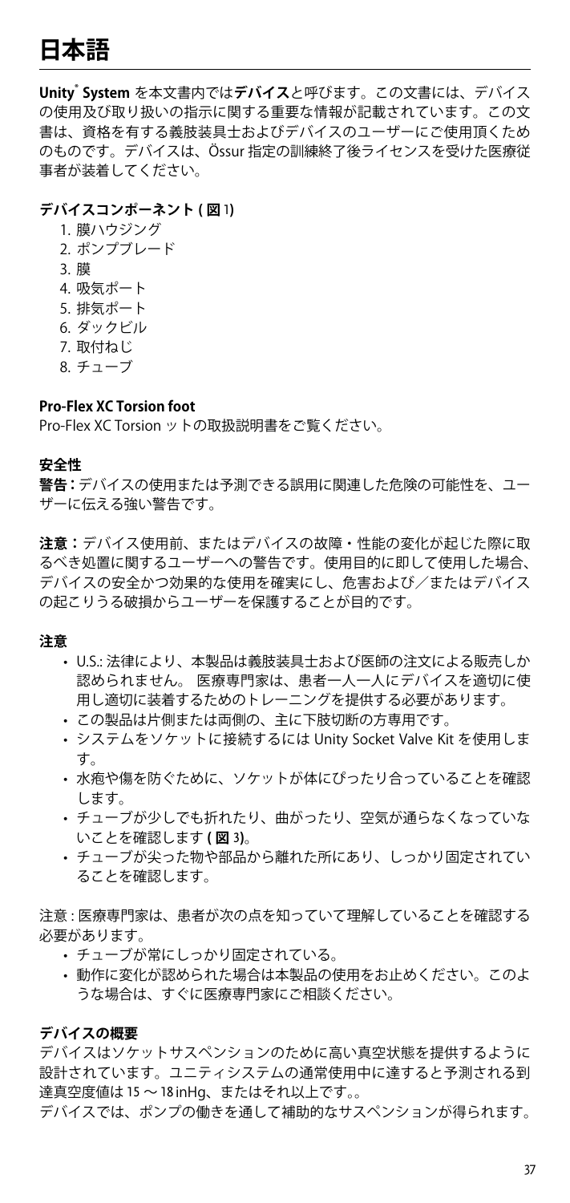# 日本語

**Unity® System** を本文書内では**デバイス**と呼びます。この文書には、デバイスの使用及び取り扱いの指示に関する重要な情報が記載されています。この文書は、資格を有する義肢装具士およびデバイスのユーザーにご使用頂くためのものです。デバイスは、Össur 指定の訓練終了後ライセンスを受けた医療従事者が装着してください。

**デバイスコンポーネント ( 図 1)**

1. 膜ハウジング
2. ポンプブレード
3. 膜
4. 吸気ポート
5. 排気ポート
6. ダックビル
7. 取付ねじ
8. チューブ

**Pro-Flex XC Torsion foot**

Pro-Flex XC Torsion ットの取扱説明書をご覧ください。

**安全性**

**警告 :** デバイスの使用または予測できる誤用に関連した危険の可能性を、ユーザーに伝える強い警告です。

**注意：** デバイス使用前、またはデバイスの故障・性能の変化が起じた際に取るべき処置に関するユーザーへの警告です。使用目的に即して使用した場合、デバイスの安全かつ効果的な使用を確実にし、危害および／またはデバイスの起こりうる破損からユーザーを保護することが目的です。

**注意**

- U.S.: 法律により、本製品は義肢装具士および医師の注文による販売しか認められません。 医療専門家は、患者一人一人にデバイスを適切に使用し適切に装着するためのトレーニングを提供する必要があります。
- この製品は片側または両側の、主に下肢切断の方専用です。
- システムをソケットに接続するには Unity Socket Valve Kit を使用します。
- 水疱や傷を防ぐために、ソケットが体にぴったり合っていることを確認します。
- チューブが少しでも折れたり、曲がったり、空気が通らなくなっていないことを確認します **( 図 3)**。
- チューブが尖った物や部品から離れた所にあり、しっかり固定されていることを確認します。

注意 : 医療専門家は、患者が次の点を知っていて理解していることを確認する必要があります。

- チューブが常にしっかり固定されている。
- 動作に変化が認められた場合は本製品の使用をお止めください。このような場合は、すぐに医療専門家にご相談ください。

**デバイスの概要**

デバイスはソケットサスペンションのために高い真空状態を提供するように設計されています。ユニティシステムの通常使用中に達すると予測される到達真空度値は 15 ～ 18 inHg、またはそれ以上です。。

デバイスでは、ポンプの働きを通して補助的なサスペンションが得られます。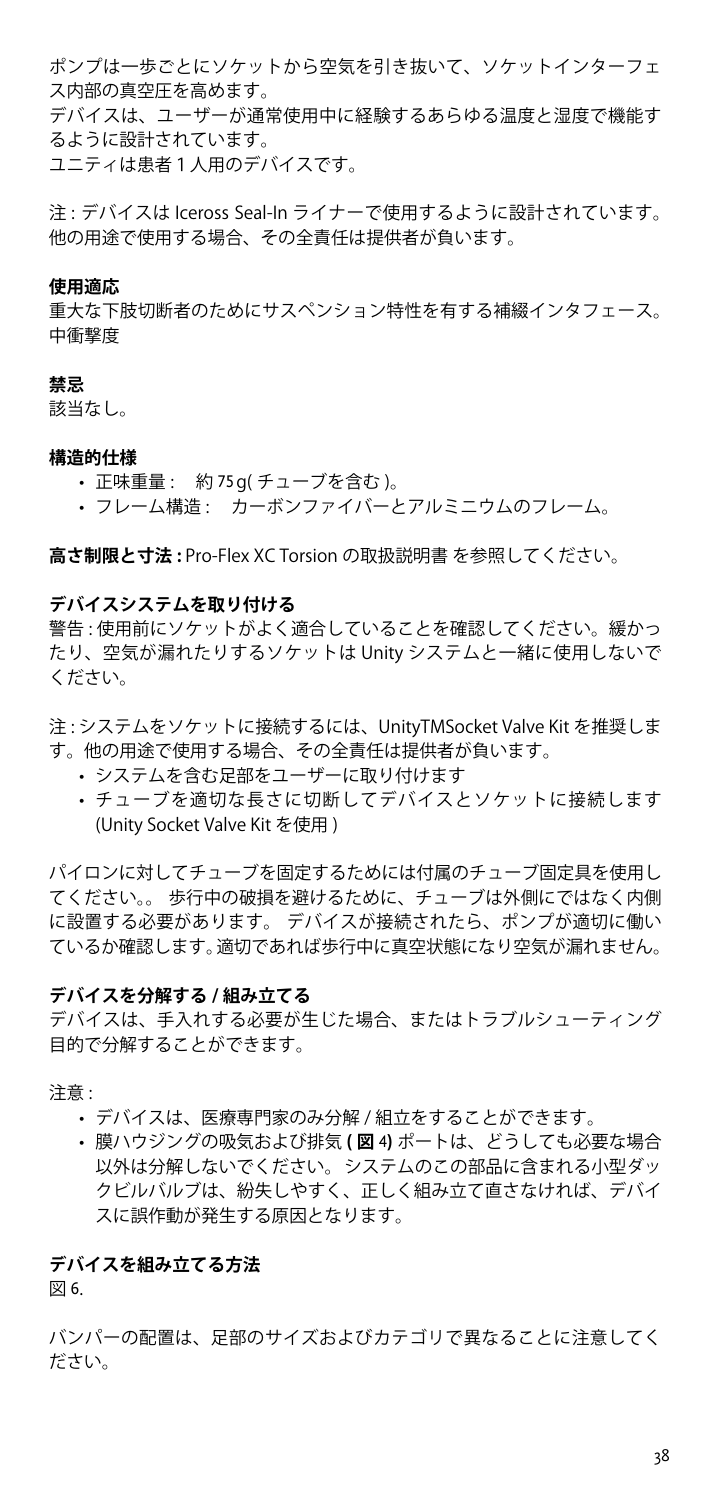ポンプは一歩ごとにソケットから空気を引き抜いて、ソケットインターフェス内部の真空圧を高めます。
デバイスは、ユーザーが通常使用中に経験するあらゆる温度と湿度で機能するように設計されています。
ユニティは患者 1 人用のデバイスです。

注 : デバイスは Iceross Seal-In ライナーで使用するように設計されています。他の用途で使用する場合、その全責任は提供者が負います。

**使用適応**
重大な下肢切断者のためにサスペンション特性を有する補綴インタフェース。中衝撃度

**禁忌**
該当なし。

**構造的仕様**

- 正味重量 : 約 75 g( チューブを含む )。
- フレーム構造 : カーボンファイバーとアルミニウムのフレーム。

**高さ制限と寸法 :** Pro-Flex XC Torsion の取扱説明書 を参照してください。

**デバイスシステムを取り付ける**
警告 : 使用前にソケットがよく適合していることを確認してください。緩かったり、空気が漏れたりするソケットは Unity システムと一緒に使用しないでください。

注 : システムをソケットに接続するには、UnityTMSocket Valve Kit を推奨します。他の用途で使用する場合、その全責任は提供者が負います。

- システムを含む足部をユーザーに取り付けます
- チューブを適切な長さに切断してデバイスとソケットに接続します (Unity Socket Valve Kit を使用 )

パイロンに対してチューブを固定するためには付属のチューブ固定具を使用してください。。 歩行中の破損を避けるために、チューブは外側にではなく内側に設置する必要があります。 デバイスが接続されたら、ポンプが適切に働いているか確認します。適切であれば歩行中に真空状態になり空気が漏れません。

**デバイスを分解する / 組み立てる**
デバイスは、手入れする必要が生じた場合、またはトラブルシューティング目的で分解することができます。

注意 :

- デバイスは、医療専門家のみ分解 / 組立をすることができます。
- 膜ハウジングの吸気および排気 **( 図** 4) ポートは、どうしても必要な場合以外は分解しないでください。 システムのこの部品に含まれる小型ダックビルバルブは、紛失しやすく、正しく組み立て直さなければ、デバイスに誤作動が発生する原因となります。

**デバイスを組み立てる方法**
図 6.

バンパーの配置は、足部のサイズおよびカテゴリで異なることに注意してください。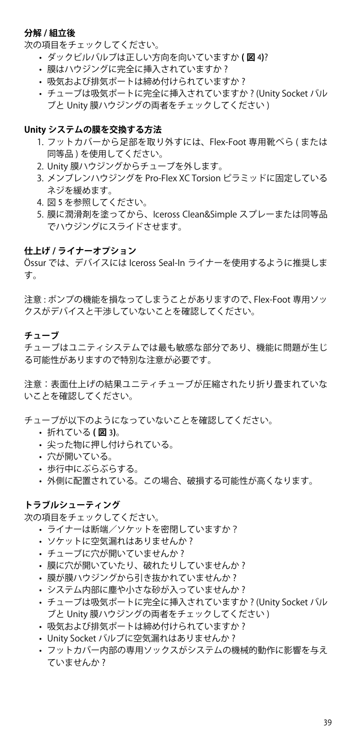### 分解 / 組立後

次の項目をチェックしてください。

- ダックビルバルブは正しい方向を向いていますか **( 図 4)**?
- 膜はハウジングに完全に挿入されていますか ?
- 吸気および排気ポートは締め付けられていますか ?
- チューブは吸気ポートに完全に挿入されていますか ? (Unity Socket バルブと Unity 膜ハウジングの両者をチェックしてください )

### Unity システムの膜を交換する方法

1. フットカバーから足部を取り外すには、Flex-Foot 専用靴べら ( または同等品 ) を使用してください。
2. Unity 膜ハウジングからチューブを外します。
3. メンブレンハウジングを Pro-Flex XC Torsion ピラミッドに固定しているネジを緩めます。
4. 図 5 を参照してください。
5. 膜に潤滑剤を塗ってから、Iceross Clean&Simple スプレーまたは同等品でハウジングにスライドさせます。

### 仕上げ / ライナーオプション

Össur では、デバイスには Iceross Seal-In ライナーを使用するように推奨します。

注意 : ポンプの機能を損なってしまうことがありますので、Flex-Foot 専用ソックスがデバイスと干渉していないことを確認してください。

### チューブ

チューブはユニティシステムでは最も敏感な部分であり、機能に問題が生じる可能性がありますので特別な注意が必要です。

注意：表面仕上げの結果ユニティチューブが圧縮されたり折り畳まれていないことを確認してください。

チューブが以下のようになっていないことを確認してください。

- 折れている **( 図 3)**。
- 尖った物に押し付けられている。
- 穴が開いている。
- 歩行中にぶらぶらする。
- 外側に配置されている。この場合、破損する可能性が高くなります。

### トラブルシューティング

次の項目をチェックしてください。

- ライナーは断端／ソケットを密閉していますか ?
- ソケットに空気漏れはありませんか ?
- チューブに穴が開いていませんか ?
- 膜に穴が開いていたり、破れたりしていませんか ?
- 膜が膜ハウジングから引き抜かれていませんか ?
- システム内部に塵や小さな砂が入っていませんか ?
- チューブは吸気ポートに完全に挿入されていますか ? (Unity Socket バルブと Unity 膜ハウジングの両者をチェックしてください )
- 吸気および排気ポートは締め付けられていますか ?
- Unity Socket バルブに空気漏れはありませんか ?
- フットカバー内部の専用ソックスがシステムの機械的動作に影響を与えていませんか ?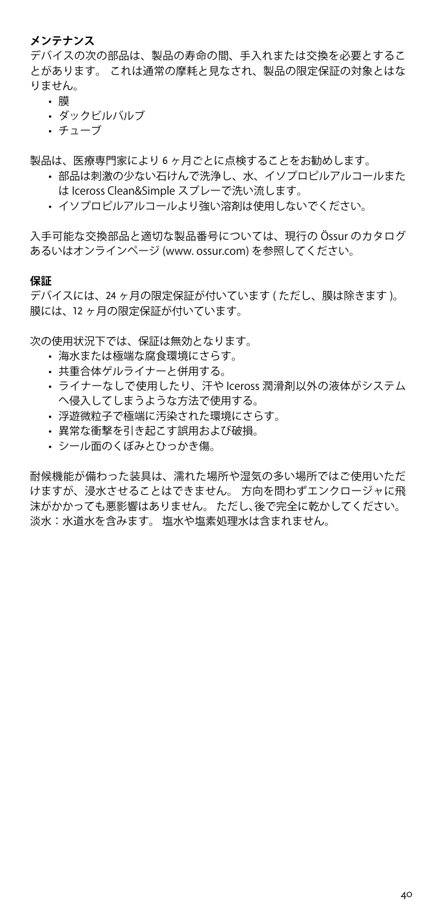**メンテナンス**

デバイスの次の部品は、製品の寿命の間、手入れまたは交換を必要とすることがあります。 これは通常の摩耗と見なされ、製品の限定保証の対象とはなりません。

- 膜
- ダックビルバルブ
- チューブ

製品は、医療専門家により 6 ヶ月ごとに点検することをお勧めします。

- 部品は刺激の少ない石けんで洗浄し、水、イソプロピルアルコールまたは Iceross Clean&Simple スプレーで洗い流します。
- イソプロピルアルコールより強い溶剤は使用しないでください。

入手可能な交換部品と適切な製品番号については、現行の Össur のカタログあるいはオンラインページ (www. ossur.com) を参照してください。

**保証**

デバイスには、24 ヶ月の限定保証が付いています ( ただし、膜は除きます )。 膜には、12 ヶ月の限定保証が付いています。

次の使用状況下では、保証は無効となります。

- 海水または極端な腐食環境にさらす。
- 共重合体ゲルライナーと併用する。
- ライナーなしで使用したり、汗や Iceross 潤滑剤以外の液体がシステムへ侵入してしまうような方法で使用する。
- 浮遊微粒子で極端に汚染された環境にさらす。
- 異常な衝撃を引き起こす誤用および破損。
- シール面のくぼみとひっかき傷。

耐候機能が備わった装具は、濡れた場所や湿気の多い場所ではご使用いただけますが、浸水させることはできません。 方向を問わずエンクロージャに飛沫がかかっても悪影響はありません。 ただし､後で完全に乾かしてください。 淡水：水道水を含みます。 塩水や塩素処理水は含まれません。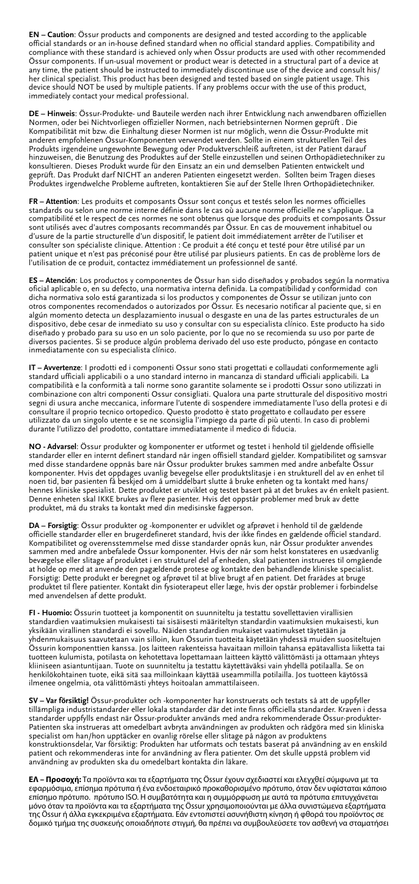**EN – Caution**: Össur products and components are designed and tested according to the applicable official standards or an in-house defined standard when no official standard applies. Compatibility and compliance with these standard is achieved only when Össur products are used with other recommended Össur components. If un-usual movement or product wear is detected in a structural part of a device at any time, the patient should be instructed to immediately discontinue use of the device and consult his/her clinical specialist. This product has been designed and tested based on single patient usage. This device should NOT be used by multiple patients. If any problems occur with the use of this product, immediately contact your medical professional.

**DE – Hinweis**: Össur-Produkte- und Bauteile werden nach ihrer Entwicklung nach anwendbaren offiziellen Normen, oder bei Nichtvorliegen offizieller Normen, nach betriebsinternen Normen geprüft . Die Kompatibilität mit bzw. die Einhaltung dieser Normen ist nur möglich, wenn die Össur-Produkte mit anderen empfohlenen Össur-Komponenten verwendet werden. Sollte in einem strukturellen Teil des Produkts irgendeine ungewohnte Bewegung oder Produktverschleiß auftreten, ist der Patient darauf hinzuweisen, die Benutzung des Produktes auf der Stelle einzustellen und seinen Orthopädietechniker zu konsultieren. Dieses Produkt wurde für den Einsatz an ein und demselben Patienten entwickelt und geprüft. Das Produkt darf NICHT an anderen Patienten eingesetzt werden. Sollten beim Tragen dieses Produktes irgendwelche Probleme auftreten, kontaktieren Sie auf der Stelle Ihren Orthopädietechniker.

**FR – Attention**: Les produits et composants Össur sont conçus et testés selon les normes officielles standards ou selon une norme interne définie dans le cas où aucune norme officielle ne s'applique. La compatibilité et le respect de ces normes ne sont obtenus que lorsque des produits et composants Össur sont utilisés avec d'autres composants recommandés par Össur. En cas de mouvement inhabituel ou d'usure de la partie structurelle d'un dispositif, le patient doit immédiatement arrêter de l'utiliser et consulter son spécialiste clinique. Attention : Ce produit a été conçu et testé pour être utilisé par un patient unique et n'est pas préconisé pour être utilisé par plusieurs patients. En cas de problème lors de l'utilisation de ce produit, contactez immédiatement un professionnel de santé.

**ES – Atención**: Los productos y componentes de Össur han sido diseñados y probados según la normativa oficial aplicable o, en su defecto, una normativa interna definida. La compatibilidad y conformidad con dicha normativa solo está garantizada si los productos y componentes de Össur se utilizan junto con otros componentes recomendados o autorizados por Össur. Es necesario notificar al paciente que, si en algún momento detecta un desplazamiento inusual o desgaste en una de las partes estructurales de un dispositivo, debe cesar de inmediato su uso y consultar con su especialista clínico. Este producto ha sido diseñado y probado para su uso en un solo paciente, por lo que no se recomienda su uso por parte de diversos pacientes. Si se produce algún problema derivado del uso este producto, póngase en contacto inmediatamente con su especialista clínico.

**IT – Avvertenze**: I prodotti ed i componenti Ossur sono stati progettati e collaudati conformemente agli standard ufficiali applicabili o a uno standard interno in mancanza di standard ufficiali applicabili. La compatibilità e la conformità a tali norme sono garantite solamente se i prodotti Ossur sono utilizzati in combinazione con altri componenti Ossur consigliati. Qualora una parte strutturale del dispositivo mostri segni di usura anche meccanica, informare l'utente di sospendere immediatamente l'uso della protesi e di consultare il proprio tecnico ortopedico. Questo prodotto è stato progettato e collaudato per essere utilizzato da un singolo utente e se ne sconsiglia l'impiego da parte di più utenti. In caso di problemi durante l'utilizzo del prodotto, contattare immediatamente il medico di fiducia.

**NO - Advarsel**: Össur produkter og komponenter er utformet og testet i henhold til gjeldende offisielle standarder eller en internt definert standard når ingen offisiell standard gjelder. Kompatibilitet og samsvar med disse standardene oppnås bare når Össur produkter brukes sammen med andre anbefalte Össur komponenter. Hvis det oppdages uvanlig bevegelse eller produktslitasje i en strukturell del av en enhet til noen tid, bør pasienten få beskjed om å umiddelbart slutte å bruke enheten og ta kontakt med hans/hennes kliniske spesialist. Dette produktet er utviklet og testet basert på at det brukes av én enkelt pasient. Denne enheten skal IKKE brukes av flere pasienter. Hvis det oppstår problemer med bruk av dette produktet, må du straks ta kontakt med din medisinske fagperson.

**DA – Forsigtig**: Össur produkter og -komponenter er udviklet og afprøvet i henhold til de gældende officielle standarder eller en brugerdefineret standard, hvis der ikke findes en gældende officiel standard. Kompatibilitet og overensstemmelse med disse standarder opnås kun, når Össur produkter anvendes sammen med andre anbefalede Össur komponenter. Hvis der når som helst konstateres en usædvanlig bevægelse eller slitage af produktet i en strukturel del af enheden, skal patienten instrueres til omgående at holde op med at anvende den pågældende protese og kontakte den behandlende kliniske specialist. Forsigtig: Dette produkt er beregnet og afprøvet til at blive brugt af en patient. Det frarådes at bruge produktet til flere patienter. Kontakt din fysioterapeut eller læge, hvis der opstår problemer i forbindelse med anvendelsen af dette produkt.

**FI - Huomio:** Össurin tuotteet ja komponentit on suunniteltu ja testattu sovellettavien virallisien standardien vaatimuksien mukaisesti tai sisäisesti määriteltyn standardin vaatimuksien mukaisesti, kun yksikään virallinen standardi ei sovellu. Näiden standardien mukaiset vaatimukset täytetään ja yhdenmukaisuus saavutetaan vain silloin, kun Össurin tuotteita käytetään yhdessä muiden suositeltujen Össurin komponenttien kanssa. Jos laitteen rakenteissa havaitaan milloin tahansa epätavallista liikettä tai tuotteen kulumista, potilasta on kehotettava lopettamaan laitteen käyttö välittömästi ja ottamaan yhteys kliiniseen asiantuntijaan. Tuote on suunniteltu ja testattu käytettäväksi vain yhdellä potilaalla. Se on henkilökohtainen tuote, eikä sitä saa milloinkaan käyttää useammilla potilailla. Jos tuotteen käytössä ilmenee ongelmia, ota välittömästi yhteys hoitoalan ammattilaiseen.

**SV – Var försiktig!** Össur-produkter och -komponenter har konstruerats och testats så att de uppfyller tillämpliga industristandarder eller lokala standarder där det inte finns officiella standarder. Kraven i dessa standarder uppfylls endast när Össur-produkter används med andra rekommenderade Össur-produkter-Patienten ska instrueras att omedelbart avbryta användningen av produkten och rådgöra med sin kliniska specialist om han/hon upptäcker en ovanlig rörelse eller slitage på någon av produktens konstruktionsdelar, Var försiktig: Produkten har utformats och testats baserat på användning av en enskild patient och rekommenderas inte for användning av flera patienter. Om det skulle uppstå problem vid användning av produkten ska du omedelbart kontakta din läkare.

**ΕΛ – Προσοχή:** Τα προϊόντα και τα εξαρτήματα της Össur έχουν σχεδιαστεί και ελεγχθεί σύμφωνα με τα εφαρμόσιμα, επίσημα πρότυπα ή ένα ενδοεταιρικό προκαθορισμένο πρότυπο, όταν δεν υφίσταται κάποιο επίσημο πρότυπο. πρότυπο ISO. Η συμβατότητα και η συμμόρφωση με αυτά τα πρότυπα επιτυγχάνεται μόνο όταν τα προϊόντα και τα εξαρτήματα της Össur χρησιμοποιούνται με άλλα συνιστώμενα εξαρτήματα της Össur ή άλλα εγκεκριμένα εξαρτήματα. Εάν εντοπιστεί ασυνήθιστη κίνηση ή φθορά του προϊόντος σε δομικό τμήμα της συσκευής οποιαδήποτε στιγμή, θα πρέπει να συμβουλεύσετε τον ασθενή να σταματήσει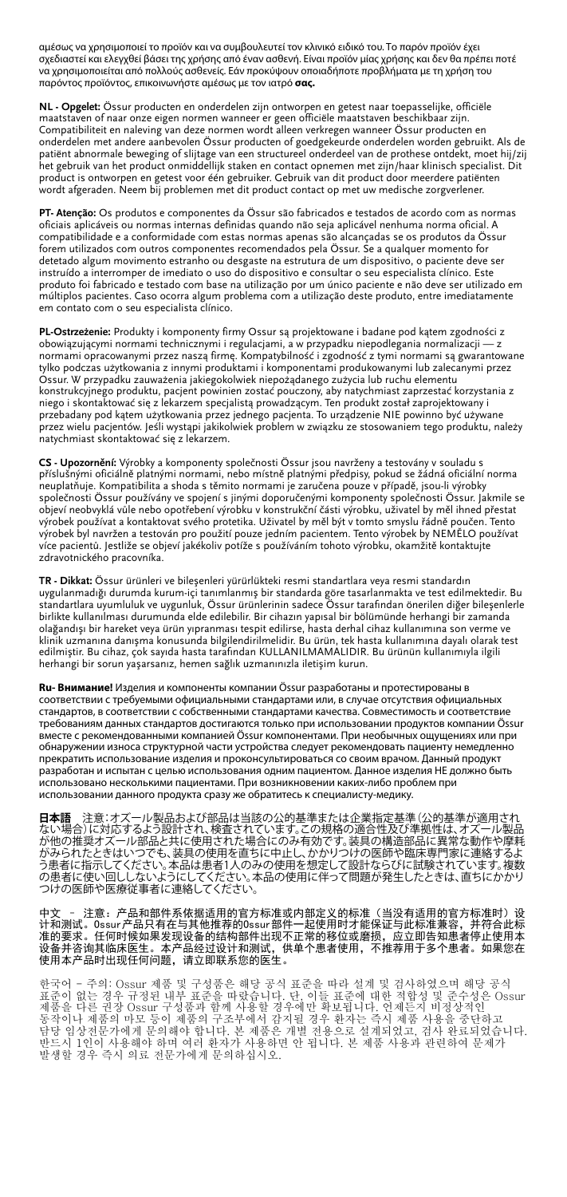αμέσως να χρησιμοποιεί το προϊόν και να συμβουλευτεί τον κλινικό ειδικό του. Το παρόν προϊόν έχει σχεδιαστεί και ελεγχθεί βάσει της χρήσης από έναν ασθενή. Είναι προϊόν μίας χρήσης και δεν θα πρέπει ποτέ να χρησιμοποιείται από πολλούς ασθενείς. Εάν προκύψουν οποιαδήποτε προβλήματα με τη χρήση του παρόντος προϊόντος, επικοινωνήστε αμέσως με τον ιατρό **σας.**

**NL - Opgelet:** Össur producten en onderdelen zijn ontworpen en getest naar toepasselijke, officiële maatstaven of naar onze eigen normen wanneer er geen officiële maatstaven beschikbaar zijn. Compatibiliteit en naleving van deze normen wordt alleen verkregen wanneer Össur producten en onderdelen met andere aanbevolen Össur producten of goedgekeurde onderdelen worden gebruikt. Als de patiënt abnormale beweging of slijtage van een structureel onderdeel van de prothese ontdekt, moet hij/zij het gebruik van het product onmiddellijk staken en contact opnemen met zijn/haar klinisch specialist. Dit product is ontworpen en getest voor één gebruiker. Gebruik van dit product door meerdere patiënten wordt afgeraden. Neem bij problemen met dit product contact op met uw medische zorgverlener.

**PT- Atenção:** Os produtos e componentes da Össur são fabricados e testados de acordo com as normas oficiais aplicáveis ou normas internas definidas quando não seja aplicável nenhuma norma oficial. A compatibilidade e a conformidade com estas normas apenas são alcançadas se os produtos da Össur forem utilizados com outros componentes recomendados pela Össur. Se a qualquer momento for detetado algum movimento estranho ou desgaste na estrutura de um dispositivo, o paciente deve ser instruído a interromper de imediato o uso do dispositivo e consultar o seu especialista clínico. Este produto foi fabricado e testado com base na utilização por um único paciente e não deve ser utilizado em múltiplos pacientes. Caso ocorra algum problema com a utilização deste produto, entre imediatamente em contato com o seu especialista clínico.

**PL-Ostrzeżenie:** Produkty i komponenty firmy Ossur są projektowane i badane pod kątem zgodności z obowiązującymi normami technicznymi i regulacjami, a w przypadku niepodlegania normalizacji — z normami opracowanymi przez naszą firmę. Kompatybilność i zgodność z tymi normami są gwarantowane tylko podczas użytkowania z innymi produktami i komponentami produkowanymi lub zalecanymi przez Ossur. W przypadku zauważenia jakiegokolwiek niepożądanego zużycia lub ruchu elementu konstrukcyjnego produktu, pacjent powinien zostać pouczony, aby natychmiast zaprzestać korzystania z niego i skontaktować się z lekarzem specjalistą prowadzącym. Ten produkt został zaprojektowany i przebadany pod kątem użytkowania przez jednego pacjenta. To urządzenie NIE powinno być używane przez wielu pacjentów. Jeśli wystąpi jakikolwiek problem w związku ze stosowaniem tego produktu, należy natychmiast skontaktować się z lekarzem.

**CS - Upozornění:** Výrobky a komponenty společnosti Össur jsou navrženy a testovány v souladu s příslušnými oficiálně platnými normami, nebo místně platnými předpisy, pokud se žádná oficiální norma neuplatňuje. Kompatibilita a shoda s těmito normami je zaručena pouze v případě, jsou-li výrobky společnosti Össur používány ve spojení s jinými doporučenými komponenty společnosti Össur. Jakmile se objeví neobvyklá vůle nebo opotřebení výrobku v konstrukční části výrobku, uživatel by měl ihned přestat výrobek používat a kontaktovat svého protetika. Uživatel by měl být v tomto smyslu řádně poučen. Tento výrobek byl navržen a testován pro použití pouze jedním pacientem. Tento výrobek by NEMĚLO používat více pacientů. Jestliže se objeví jakékoliv potíže s používáním tohoto výrobku, okamžitě kontaktujte zdravotnického pracovníka.

**TR - Dikkat:** Össur ürünleri ve bileşenleri yürürlükteki resmi standartlara veya resmi standardın uygulanmadığı durumda kurum-içi tanımlanmış bir standarda göre tasarlanmakta ve test edilmektedir. Bu standartlara uyumluluk ve uygunluk, Össur ürünlerinin sadece Össur tarafından önerilen diğer bileşenlerle birlikte kullanılması durumunda elde edilebilir. Bir cihazın yapısal bir bölümünde herhangi bir zamanda olağandışı bir hareket veya ürün yıpranması tespit edilirse, hasta derhal cihaz kullanımına son verme ve klinik uzmanına danışma konusunda bilgilendirilmelidir. Bu ürün, tek hasta kullanımına dayalı olarak test edilmiştir. Bu cihaz, çok sayıda hasta tarafından KULLANILMAMALIDIR. Bu ürünün kullanımıyla ilgili herhangi bir sorun yaşarsanız, hemen sağlık uzmanınızla iletişim kurun.

**Ru- Внимание!** Изделия и компоненты компании Össur разработаны и протестированы в соответствии с требуемыми официальными стандартами или, в случае отсутствия официальных стандартов, в соответствии с собственными стандартами качества. Совместимость и соответствие требованиям данных стандартов достигаются только при использовании продуктов компании Össur вместе с рекомендованными компанией Össur компонентами. При необычных ощущениях или при обнаружении износа структурной части устройства следует рекомендовать пациенту немедленно прекратить использование изделия и проконсультироваться со своим врачом. Данный продукт разработан и испытан с целью использования одним пациентом. Данное изделия НЕ должно быть использовано несколькими пациентами. При возникновении каких-либо проблем при использовании данного продукта сразу же обратитесь к специалисту-медику.

**日本語** 注意:オズール製品および部品は当該の公的基準または企業指定基準(公的基準が適用されない場合)に対応するよう設計され、検査されています。この規格の適合性及び準拠性は、オズール製品が他の推奨オズール部品と共に使用された場合にのみ有効です。装具の構造部品に異常な動作や摩耗がみられたときはいつでも、装具の使用を直ちに中止し、かかりつけの医師や臨床専門家に連絡するよう患者に指示してください。本品は患者1人のみの使用を想定して設計ならびに試験されています。複数の患者に使い回しをしないようにしてください。本品の使用に伴って問題が発生したときは、直ちにかかりつけの医師や医療従事者に連絡してください。

中文 – 注意:产品和部件系依据适用的官方标准或内部定义的标准(当没有适用的官方标准时)设计和测试。Ossur产品只有在与其他推荐的Ossur部件一起使用时才能保证与此标准兼容,并符合此标准的要求。任何时候如果发现设备的结构部件出现不正常的移位或磨损,应立即告知患者停止使用本设备并咨询其临床医生。本产品经过设计和测试,供单个患者使用,不推荐用于多个患者。如果您在使用本产品时出现任何问题,请立即联系您的医生。

한국어 – 주의: Ossur 제품 및 구성품은 해당 공식 표준을 따라 설계 및 검사하였으며 해당 공식 표준이 없는 경우 규정된 내부 표준을 따랐습니다. 단, 이들 표준에 대한 적합성 및 준수성은 Ossur 제품을 다른 권장 Ossur 구성품과 함께 사용할 경우에만 확보됩니다. 언제든지 비정상적인 동작이나 제품의 마모 등이 제품의 구조부에서 감지될 경우 환자는 즉시 제품 사용을 중단하고 담당 임상전문가에게 문의해야 합니다. 본 제품은 개별 전용으로 설계되었고, 검사 완료되었습니다. 반드시 1인이 사용해야 하며 여러 환자가 사용하면 안 됩니다. 본 제품 사용과 관련하여 문제가 발생할 경우 즉시 의료 전문가에게 문의하십시오.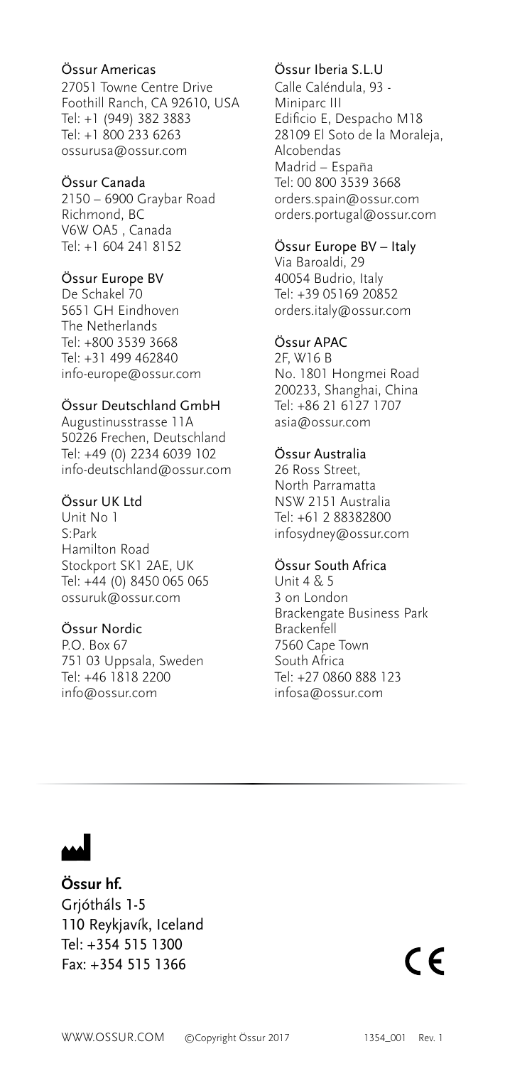**Össur Americas**
27051 Towne Centre Drive
Foothill Ranch, CA 92610, USA
Tel: +1 (949) 382 3883
Tel: +1 800 233 6263
ossurusa@ossur.com

**Össur Canada**
2150 – 6900 Graybar Road
Richmond, BC
V6W OA5 , Canada
Tel: +1 604 241 8152

**Össur Europe BV**
De Schakel 70
5651 GH Eindhoven
The Netherlands
Tel: +800 3539 3668
Tel: +31 499 462840
info-europe@ossur.com

**Össur Deutschland GmbH**
Augustinusstrasse 11A
50226 Frechen, Deutschland
Tel: +49 (0) 2234 6039 102
info-deutschland@ossur.com

**Össur UK Ltd**
Unit No 1
S:Park
Hamilton Road
Stockport SK1 2AE, UK
Tel: +44 (0) 8450 065 065
ossuruk@ossur.com

**Össur Nordic**
P.O. Box 67
751 03 Uppsala, Sweden
Tel: +46 1818 2200
info@ossur.com

**Össur Iberia S.L.U**
Calle Caléndula, 93 -
Miniparc III
Edificio E, Despacho M18
28109 El Soto de la Moraleja,
Alcobendas
Madrid – España
Tel: 00 800 3539 3668
orders.spain@ossur.com
orders.portugal@ossur.com

**Össur Europe BV – Italy**
Via Barοaldi, 29
40054 Budrio, Italy
Tel: +39 05169 20852
orders.italy@ossur.com

**Össur APAC**
2F, W16 B
No. 1801 Hongmei Road
200233, Shanghai, China
Tel: +86 21 6127 1707
asia@ossur.com

**Össur Australia**
26 Ross Street,
North Parramatta
NSW 2151 Australia
Tel: +61 2 88382800
infosydney@ossur.com

**Össur South Africa**
Unit 4 & 5
3 on London
Brackengate Business Park
Brackenfell
7560 Cape Town
South Africa
Tel: +27 0860 888 123
infosa@ossur.com

**Össur hf.**
Grjótháls 1-5
110 Reykjavík, Iceland
Tel: +354 515 1300
Fax: +354 515 1366

CE

WWW.OSSUR.COM ©Copyright Össur 2017 1354_001 Rev. 1